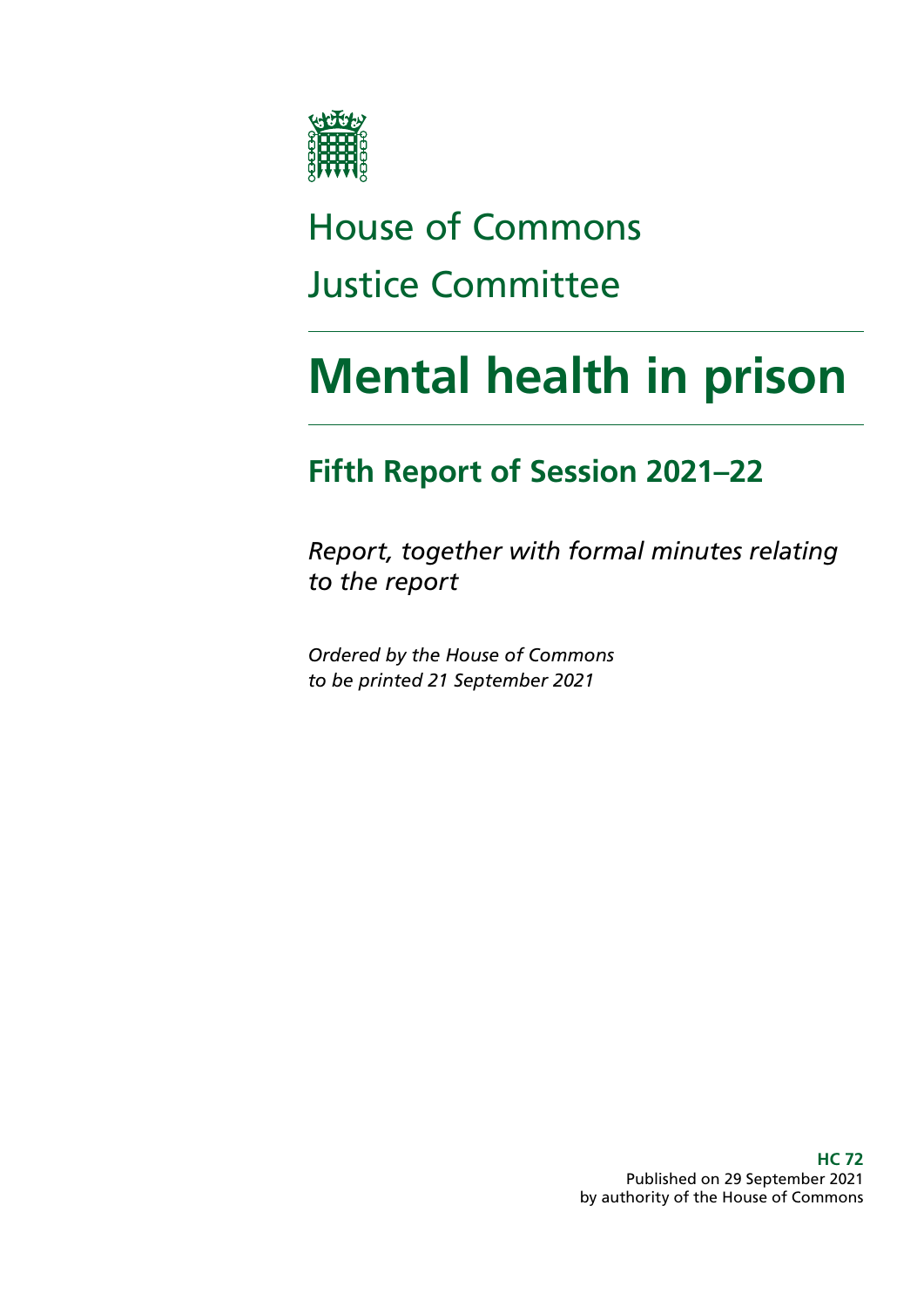House of Commons

Justice Committee

# Mental health in prison

## Fifth Report of Session 2021–22

*Report, together with formal minutes relating to the report*

*Ordered by the House of Commons to be printed 21 September 2021*

**HC 72**
Published on 29 September 2021
by authority of the House of Commons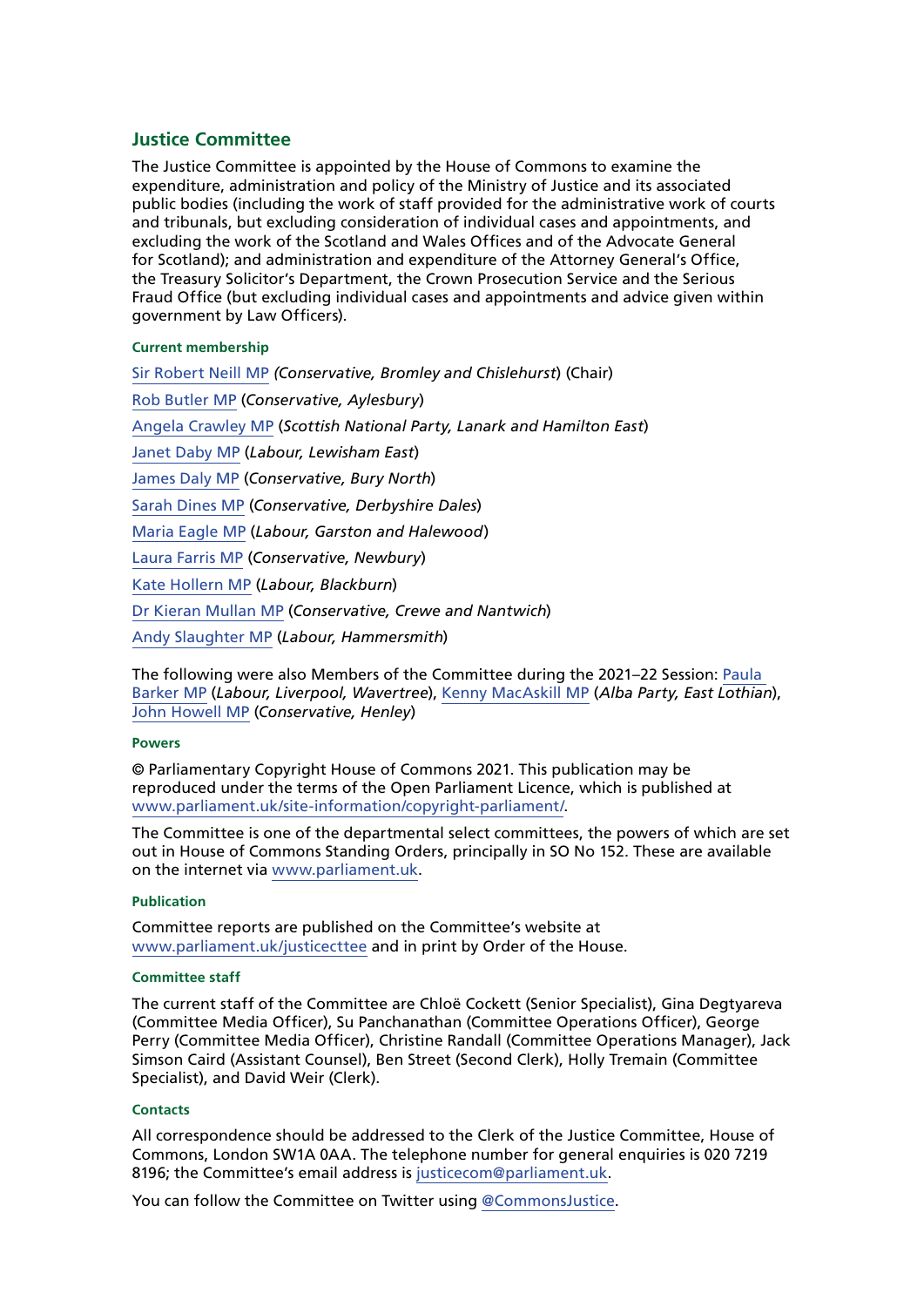## Justice Committee

The Justice Committee is appointed by the House of Commons to examine the expenditure, administration and policy of the Ministry of Justice and its associated public bodies (including the work of staff provided for the administrative work of courts and tribunals, but excluding consideration of individual cases and appointments, and excluding the work of the Scotland and Wales Offices and of the Advocate General for Scotland); and administration and expenditure of the Attorney General's Office, the Treasury Solicitor's Department, the Crown Prosecution Service and the Serious Fraud Office (but excluding individual cases and appointments and advice given within government by Law Officers).

### Current membership

Sir Robert Neill MP *(Conservative, Bromley and Chislehurst)* (Chair)

Rob Butler MP (*Conservative, Aylesbury*)

Angela Crawley MP (*Scottish National Party, Lanark and Hamilton East*)

Janet Daby MP (*Labour, Lewisham East*)

James Daly MP (*Conservative, Bury North*)

Sarah Dines MP (*Conservative, Derbyshire Dales*)

Maria Eagle MP (*Labour, Garston and Halewood*)

Laura Farris MP (*Conservative, Newbury*)

Kate Hollern MP (*Labour, Blackburn*)

Dr Kieran Mullan MP (*Conservative, Crewe and Nantwich*)

Andy Slaughter MP (*Labour, Hammersmith*)

The following were also Members of the Committee during the 2021–22 Session: Paula Barker MP (*Labour, Liverpool, Wavertree*), Kenny MacAskill MP (*Alba Party, East Lothian*), John Howell MP (*Conservative, Henley*)

### Powers

© Parliamentary Copyright House of Commons 2021. This publication may be reproduced under the terms of the Open Parliament Licence, which is published at www.parliament.uk/site-information/copyright-parliament/.

The Committee is one of the departmental select committees, the powers of which are set out in House of Commons Standing Orders, principally in SO No 152. These are available on the internet via www.parliament.uk.

### Publication

Committee reports are published on the Committee's website at www.parliament.uk/justicecttee and in print by Order of the House.

### Committee staff

The current staff of the Committee are Chloë Cockett (Senior Specialist), Gina Degtyareva (Committee Media Officer), Su Panchanathan (Committee Operations Officer), George Perry (Committee Media Officer), Christine Randall (Committee Operations Manager), Jack Simson Caird (Assistant Counsel), Ben Street (Second Clerk), Holly Tremain (Committee Specialist), and David Weir (Clerk).

### Contacts

All correspondence should be addressed to the Clerk of the Justice Committee, House of Commons, London SW1A 0AA. The telephone number for general enquiries is 020 7219 8196; the Committee's email address is justicecom@parliament.uk.

You can follow the Committee on Twitter using @CommonsJustice.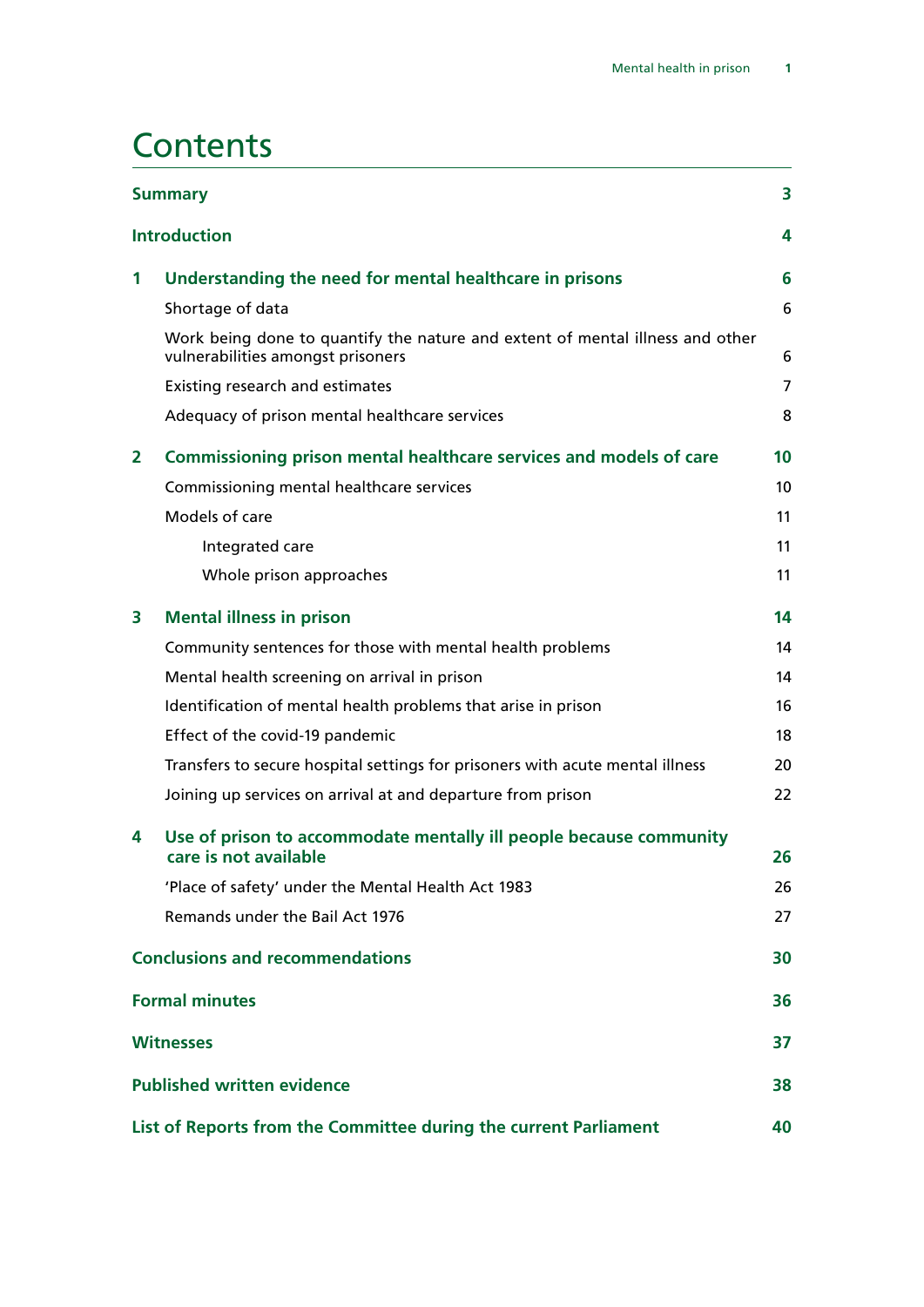# Contents

| | | |
|---|---|---|
| **Summary** | | **3** |
| **Introduction** | | **4** |
| **1** | **Understanding the need for mental healthcare in prisons** | **6** |
| | Shortage of data | 6 |
| | Work being done to quantify the nature and extent of mental illness and other vulnerabilities amongst prisoners | 6 |
| | Existing research and estimates | 7 |
| | Adequacy of prison mental healthcare services | 8 |
| **2** | **Commissioning prison mental healthcare services and models of care** | **10** |
| | Commissioning mental healthcare services | 10 |
| | Models of care | 11 |
| | Integrated care | 11 |
| | Whole prison approaches | 11 |
| **3** | **Mental illness in prison** | **14** |
| | Community sentences for those with mental health problems | 14 |
| | Mental health screening on arrival in prison | 14 |
| | Identification of mental health problems that arise in prison | 16 |
| | Effect of the covid-19 pandemic | 18 |
| | Transfers to secure hospital settings for prisoners with acute mental illness | 20 |
| | Joining up services on arrival at and departure from prison | 22 |
| **4** | **Use of prison to accommodate mentally ill people because community care is not available** | **26** |
| | 'Place of safety' under the Mental Health Act 1983 | 26 |
| | Remands under the Bail Act 1976 | 27 |
| **Conclusions and recommendations** | | **30** |
| **Formal minutes** | | **36** |
| **Witnesses** | | **37** |
| **Published written evidence** | | **38** |
| **List of Reports from the Committee during the current Parliament** | | **40** |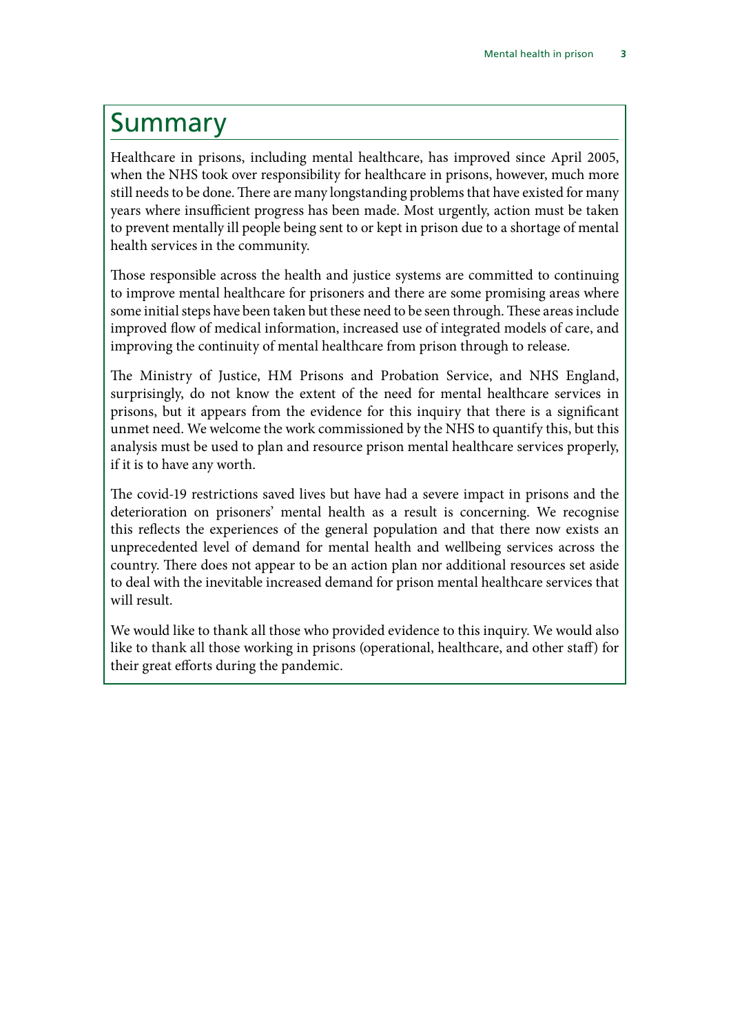# Summary

Healthcare in prisons, including mental healthcare, has improved since April 2005, when the NHS took over responsibility for healthcare in prisons, however, much more still needs to be done. There are many longstanding problems that have existed for many years where insufficient progress has been made. Most urgently, action must be taken to prevent mentally ill people being sent to or kept in prison due to a shortage of mental health services in the community.

Those responsible across the health and justice systems are committed to continuing to improve mental healthcare for prisoners and there are some promising areas where some initial steps have been taken but these need to be seen through. These areas include improved flow of medical information, increased use of integrated models of care, and improving the continuity of mental healthcare from prison through to release.

The Ministry of Justice, HM Prisons and Probation Service, and NHS England, surprisingly, do not know the extent of the need for mental healthcare services in prisons, but it appears from the evidence for this inquiry that there is a significant unmet need. We welcome the work commissioned by the NHS to quantify this, but this analysis must be used to plan and resource prison mental healthcare services properly, if it is to have any worth.

The covid-19 restrictions saved lives but have had a severe impact in prisons and the deterioration on prisoners' mental health as a result is concerning. We recognise this reflects the experiences of the general population and that there now exists an unprecedented level of demand for mental health and wellbeing services across the country. There does not appear to be an action plan nor additional resources set aside to deal with the inevitable increased demand for prison mental healthcare services that will result.

We would like to thank all those who provided evidence to this inquiry. We would also like to thank all those working in prisons (operational, healthcare, and other staff) for their great efforts during the pandemic.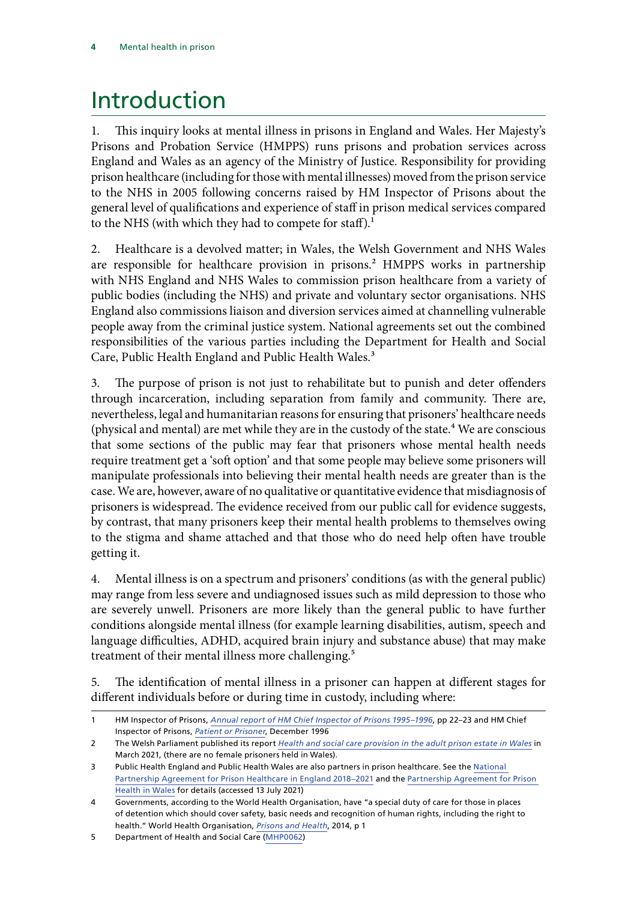# Introduction

1. This inquiry looks at mental illness in prisons in England and Wales. Her Majesty's Prisons and Probation Service (HMPPS) runs prisons and probation services across England and Wales as an agency of the Ministry of Justice. Responsibility for providing prison healthcare (including for those with mental illnesses) moved from the prison service to the NHS in 2005 following concerns raised by HM Inspector of Prisons about the general level of qualifications and experience of staff in prison medical services compared to the NHS (with which they had to compete for staff).[1]

2. Healthcare is a devolved matter; in Wales, the Welsh Government and NHS Wales are responsible for healthcare provision in prisons.[2] HMPPS works in partnership with NHS England and NHS Wales to commission prison healthcare from a variety of public bodies (including the NHS) and private and voluntary sector organisations. NHS England also commissions liaison and diversion services aimed at channelling vulnerable people away from the criminal justice system. National agreements set out the combined responsibilities of the various parties including the Department for Health and Social Care, Public Health England and Public Health Wales.[3]

3. The purpose of prison is not just to rehabilitate but to punish and deter offenders through incarceration, including separation from family and community. There are, nevertheless, legal and humanitarian reasons for ensuring that prisoners' healthcare needs (physical and mental) are met while they are in the custody of the state.[4] We are conscious that some sections of the public may fear that prisoners whose mental health needs require treatment get a 'soft option' and that some people may believe some prisoners will manipulate professionals into believing their mental health needs are greater than is the case. We are, however, aware of no qualitative or quantitative evidence that misdiagnosis of prisoners is widespread. The evidence received from our public call for evidence suggests, by contrast, that many prisoners keep their mental health problems to themselves owing to the stigma and shame attached and that those who do need help often have trouble getting it.

4. Mental illness is on a spectrum and prisoners' conditions (as with the general public) may range from less severe and undiagnosed issues such as mild depression to those who are severely unwell. Prisoners are more likely than the general public to have further conditions alongside mental illness (for example learning disabilities, autism, speech and language difficulties, ADHD, acquired brain injury and substance abuse) that may make treatment of their mental illness more challenging.[5]

5. The identification of mental illness in a prisoner can happen at different stages for different individuals before or during time in custody, including where:

---

1 HM Inspector of Prisons, *Annual report of HM Chief Inspector of Prisons 1995–1996*, pp 22–23 and HM Chief Inspector of Prisons, *Patient or Prisoner*, December 1996

2 The Welsh Parliament published its report *Health and social care provision in the adult prison estate in Wales* in March 2021, (there are no female prisoners held in Wales).

3 Public Health England and Public Health Wales are also partners in prison healthcare. See the National Partnership Agreement for Prison Healthcare in England 2018–2021 and the Partnership Agreement for Prison Health in Wales for details (accessed 13 July 2021)

4 Governments, according to the World Health Organisation, have "a special duty of care for those in places of detention which should cover safety, basic needs and recognition of human rights, including the right to health." World Health Organisation, *Prisons and Health*, 2014, p 1

5 Department of Health and Social Care (MHP0062)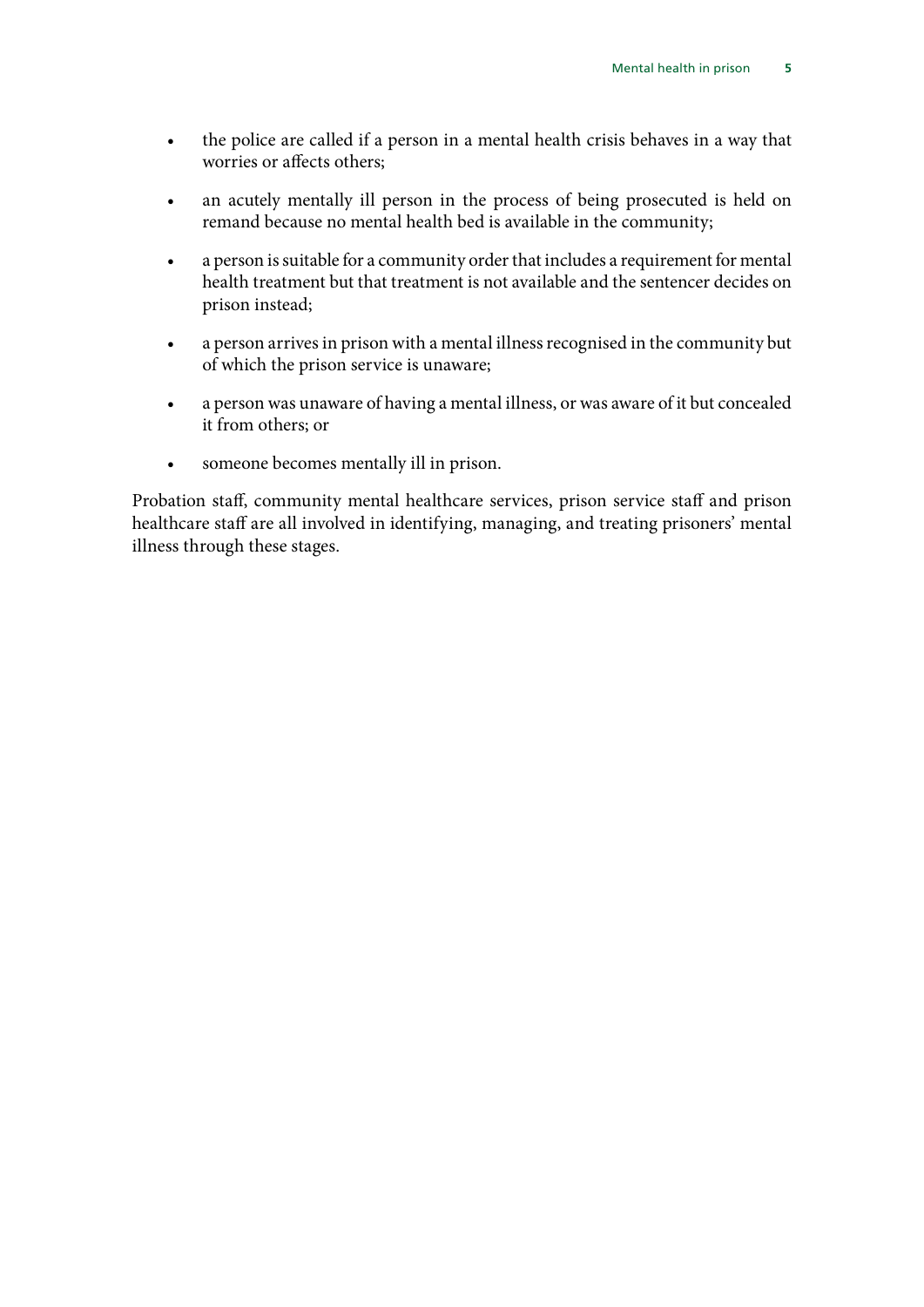- the police are called if a person in a mental health crisis behaves in a way that worries or affects others;
- an acutely mentally ill person in the process of being prosecuted is held on remand because no mental health bed is available in the community;
- a person is suitable for a community order that includes a requirement for mental health treatment but that treatment is not available and the sentencer decides on prison instead;
- a person arrives in prison with a mental illness recognised in the community but of which the prison service is unaware;
- a person was unaware of having a mental illness, or was aware of it but concealed it from others; or
- someone becomes mentally ill in prison.

Probation staff, community mental healthcare services, prison service staff and prison healthcare staff are all involved in identifying, managing, and treating prisoners' mental illness through these stages.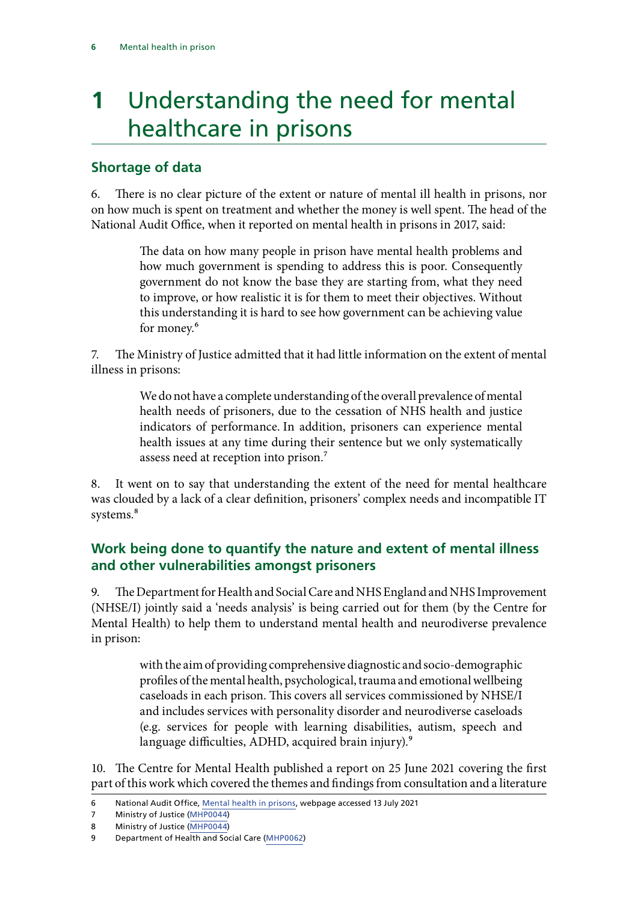# 1 Understanding the need for mental healthcare in prisons

## Shortage of data

6. There is no clear picture of the extent or nature of mental ill health in prisons, nor on how much is spent on treatment and whether the money is well spent. The head of the National Audit Office, when it reported on mental health in prisons in 2017, said:

> The data on how many people in prison have mental health problems and how much government is spending to address this is poor. Consequently government do not know the base they are starting from, what they need to improve, or how realistic it is for them to meet their objectives. Without this understanding it is hard to see how government can be achieving value for money.[6]

7. The Ministry of Justice admitted that it had little information on the extent of mental illness in prisons:

> We do not have a complete understanding of the overall prevalence of mental health needs of prisoners, due to the cessation of NHS health and justice indicators of performance. In addition, prisoners can experience mental health issues at any time during their sentence but we only systematically assess need at reception into prison.[7]

8. It went on to say that understanding the extent of the need for mental healthcare was clouded by a lack of a clear definition, prisoners' complex needs and incompatible IT systems.[8]

## Work being done to quantify the nature and extent of mental illness and other vulnerabilities amongst prisoners

9. The Department for Health and Social Care and NHS England and NHS Improvement (NHSE/I) jointly said a 'needs analysis' is being carried out for them (by the Centre for Mental Health) to help them to understand mental health and neurodiverse prevalence in prison:

> with the aim of providing comprehensive diagnostic and socio-demographic profiles of the mental health, psychological, trauma and emotional wellbeing caseloads in each prison. This covers all services commissioned by NHSE/I and includes services with personality disorder and neurodiverse caseloads (e.g. services for people with learning disabilities, autism, speech and language difficulties, ADHD, acquired brain injury).[9]

10. The Centre for Mental Health published a report on 25 June 2021 covering the first part of this work which covered the themes and findings from consultation and a literature

---

6 National Audit Office, Mental health in prisons, webpage accessed 13 July 2021

7 Ministry of Justice (MHP0044)

8 Ministry of Justice (MHP0044)

9 Department of Health and Social Care (MHP0062)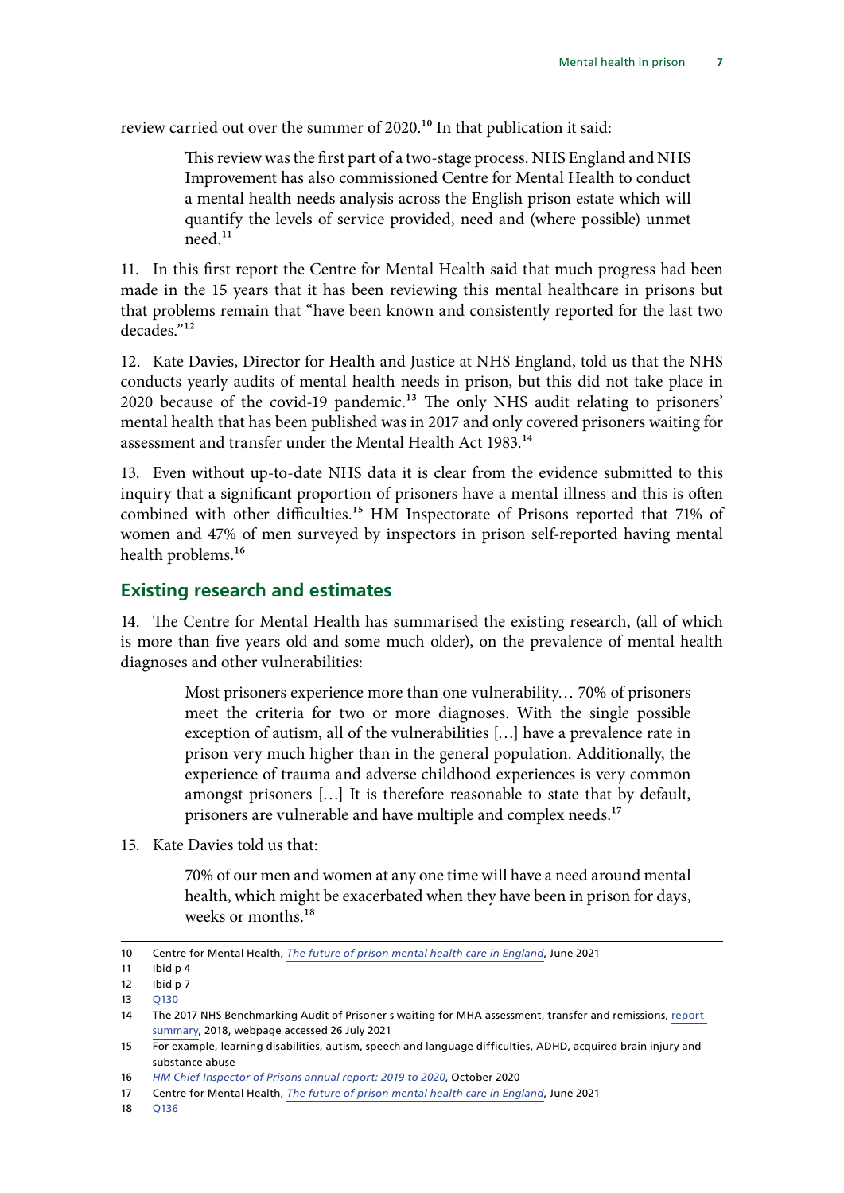review carried out over the summer of 2020.[10] In that publication it said:

> This review was the first part of a two-stage process. NHS England and NHS Improvement has also commissioned Centre for Mental Health to conduct a mental health needs analysis across the English prison estate which will quantify the levels of service provided, need and (where possible) unmet need.[11]

11. In this first report the Centre for Mental Health said that much progress had been made in the 15 years that it has been reviewing this mental healthcare in prisons but that problems remain that "have been known and consistently reported for the last two decades."[12]

12. Kate Davies, Director for Health and Justice at NHS England, told us that the NHS conducts yearly audits of mental health needs in prison, but this did not take place in 2020 because of the covid-19 pandemic.[13] The only NHS audit relating to prisoners' mental health that has been published was in 2017 and only covered prisoners waiting for assessment and transfer under the Mental Health Act 1983.[14]

13. Even without up-to-date NHS data it is clear from the evidence submitted to this inquiry that a significant proportion of prisoners have a mental illness and this is often combined with other difficulties.[15] HM Inspectorate of Prisons reported that 71% of women and 47% of men surveyed by inspectors in prison self-reported having mental health problems.[16]

## Existing research and estimates

14. The Centre for Mental Health has summarised the existing research, (all of which is more than five years old and some much older), on the prevalence of mental health diagnoses and other vulnerabilities:

> Most prisoners experience more than one vulnerability… 70% of prisoners meet the criteria for two or more diagnoses. With the single possible exception of autism, all of the vulnerabilities […] have a prevalence rate in prison very much higher than in the general population. Additionally, the experience of trauma and adverse childhood experiences is very common amongst prisoners […] It is therefore reasonable to state that by default, prisoners are vulnerable and have multiple and complex needs.[17]

15. Kate Davies told us that:

> 70% of our men and women at any one time will have a need around mental health, which might be exacerbated when they have been in prison for days, weeks or months.[18]

---

10 Centre for Mental Health, *The future of prison mental health care in England*, June 2021

11 Ibid p 4

12 Ibid p 7

13 Q130

14 The 2017 NHS Benchmarking Audit of Prisoner s waiting for MHA assessment, transfer and remissions, report summary, 2018, webpage accessed 26 July 2021

15 For example, learning disabilities, autism, speech and language difficulties, ADHD, acquired brain injury and substance abuse

16 *HM Chief Inspector of Prisons annual report: 2019 to 2020*, October 2020

17 Centre for Mental Health, *The future of prison mental health care in England*, June 2021

18 Q136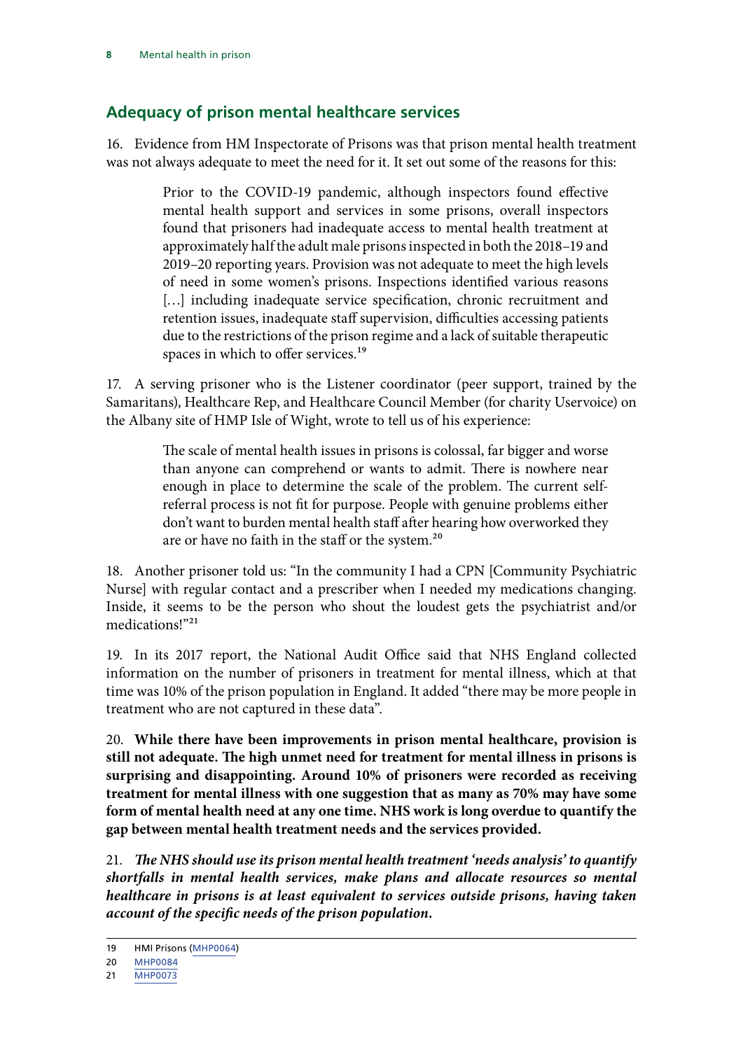## Adequacy of prison mental healthcare services

16. Evidence from HM Inspectorate of Prisons was that prison mental health treatment was not always adequate to meet the need for it. It set out some of the reasons for this:

> Prior to the COVID-19 pandemic, although inspectors found effective mental health support and services in some prisons, overall inspectors found that prisoners had inadequate access to mental health treatment at approximately half the adult male prisons inspected in both the 2018–19 and 2019–20 reporting years. Provision was not adequate to meet the high levels of need in some women's prisons. Inspections identified various reasons […] including inadequate service specification, chronic recruitment and retention issues, inadequate staff supervision, difficulties accessing patients due to the restrictions of the prison regime and a lack of suitable therapeutic spaces in which to offer services.[19]

17. A serving prisoner who is the Listener coordinator (peer support, trained by the Samaritans), Healthcare Rep, and Healthcare Council Member (for charity Uservoice) on the Albany site of HMP Isle of Wight, wrote to tell us of his experience:

> The scale of mental health issues in prisons is colossal, far bigger and worse than anyone can comprehend or wants to admit. There is nowhere near enough in place to determine the scale of the problem. The current self-referral process is not fit for purpose. People with genuine problems either don't want to burden mental health staff after hearing how overworked they are or have no faith in the staff or the system.[20]

18. Another prisoner told us: "In the community I had a CPN [Community Psychiatric Nurse] with regular contact and a prescriber when I needed my medications changing. Inside, it seems to be the person who shout the loudest gets the psychiatrist and/or medications!"[21]

19. In its 2017 report, the National Audit Office said that NHS England collected information on the number of prisoners in treatment for mental illness, which at that time was 10% of the prison population in England. It added "there may be more people in treatment who are not captured in these data".

20. **While there have been improvements in prison mental healthcare, provision is still not adequate. The high unmet need for treatment for mental illness in prisons is surprising and disappointing. Around 10% of prisoners were recorded as receiving treatment for mental illness with one suggestion that as many as 70% may have some form of mental health need at any one time. NHS work is long overdue to quantify the gap between mental health treatment needs and the services provided.**

21. ***The NHS should use its prison mental health treatment 'needs analysis' to quantify shortfalls in mental health services, make plans and allocate resources so mental healthcare in prisons is at least equivalent to services outside prisons, having taken account of the specific needs of the prison population.***

---

19 HMI Prisons (MHP0064)

20 MHP0084

21 MHP0073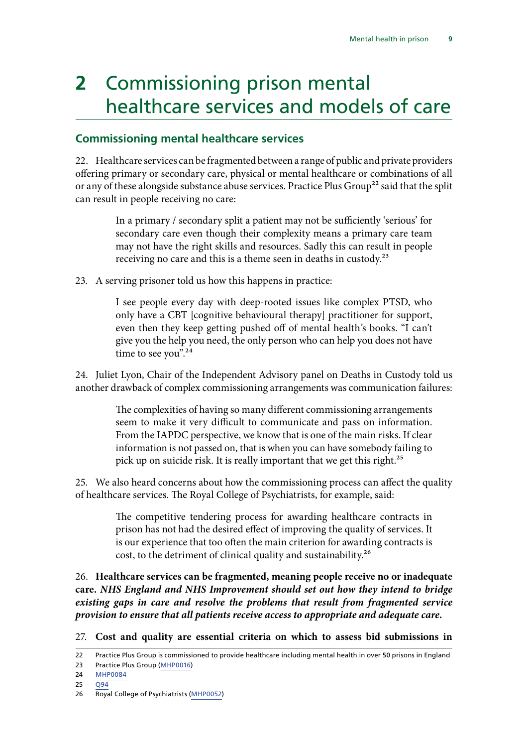# 2 Commissioning prison mental healthcare services and models of care

## Commissioning mental healthcare services

22. Healthcare services can be fragmented between a range of public and private providers offering primary or secondary care, physical or mental healthcare or combinations of all or any of these alongside substance abuse services. Practice Plus Group[22] said that the split can result in people receiving no care:

> In a primary / secondary split a patient may not be sufficiently 'serious' for secondary care even though their complexity means a primary care team may not have the right skills and resources. Sadly this can result in people receiving no care and this is a theme seen in deaths in custody.[23]

23. A serving prisoner told us how this happens in practice:

> I see people every day with deep-rooted issues like complex PTSD, who only have a CBT [cognitive behavioural therapy] practitioner for support, even then they keep getting pushed off of mental health's books. "I can't give you the help you need, the only person who can help you does not have time to see you".[24]

24. Juliet Lyon, Chair of the Independent Advisory panel on Deaths in Custody told us another drawback of complex commissioning arrangements was communication failures:

> The complexities of having so many different commissioning arrangements seem to make it very difficult to communicate and pass on information. From the IAPDC perspective, we know that is one of the main risks. If clear information is not passed on, that is when you can have somebody failing to pick up on suicide risk. It is really important that we get this right.[25]

25. We also heard concerns about how the commissioning process can affect the quality of healthcare services. The Royal College of Psychiatrists, for example, said:

> The competitive tendering process for awarding healthcare contracts in prison has not had the desired effect of improving the quality of services. It is our experience that too often the main criterion for awarding contracts is cost, to the detriment of clinical quality and sustainability.[26]

26. **Healthcare services can be fragmented, meaning people receive no or inadequate care.** ***NHS England and NHS Improvement should set out how they intend to bridge existing gaps in care and resolve the problems that result from fragmented service provision to ensure that all patients receive access to appropriate and adequate care.***

27. **Cost and quality are essential criteria on which to assess bid submissions in**

---

22 Practice Plus Group is commissioned to provide healthcare including mental health in over 50 prisons in England

23 Practice Plus Group (MHP0016)

24 MHP0084

25 Q94

26 Royal College of Psychiatrists (MHP0052)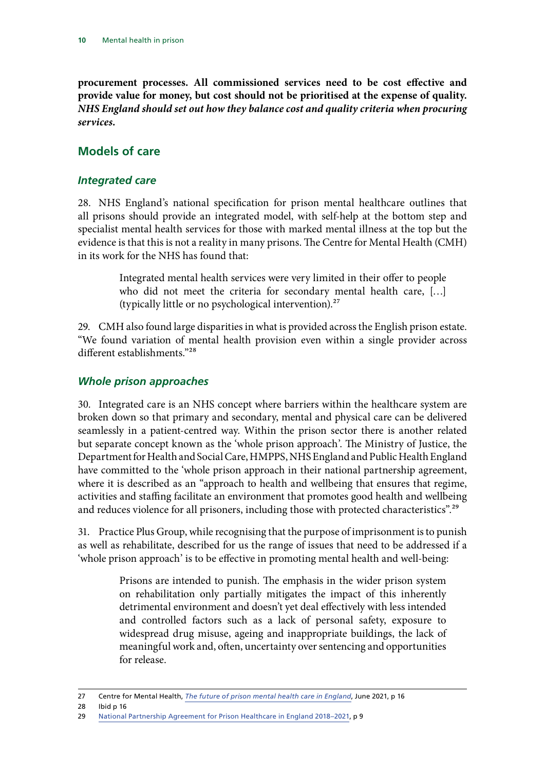**procurement processes. All commissioned services need to be cost effective and provide value for money, but cost should not be prioritised at the expense of quality.** ***NHS England should set out how they balance cost and quality criteria when procuring services.***

## Models of care

### *Integrated care*

28. NHS England's national specification for prison mental healthcare outlines that all prisons should provide an integrated model, with self-help at the bottom step and specialist mental health services for those with marked mental illness at the top but the evidence is that this is not a reality in many prisons. The Centre for Mental Health (CMH) in its work for the NHS has found that:

> Integrated mental health services were very limited in their offer to people who did not meet the criteria for secondary mental health care, […] (typically little or no psychological intervention).[27]

29. CMH also found large disparities in what is provided across the English prison estate. "We found variation of mental health provision even within a single provider across different establishments."[28]

### *Whole prison approaches*

30. Integrated care is an NHS concept where barriers within the healthcare system are broken down so that primary and secondary, mental and physical care can be delivered seamlessly in a patient-centred way. Within the prison sector there is another related but separate concept known as the 'whole prison approach'. The Ministry of Justice, the Department for Health and Social Care, HMPPS, NHS England and Public Health England have committed to the 'whole prison approach in their national partnership agreement, where it is described as an "approach to health and wellbeing that ensures that regime, activities and staffing facilitate an environment that promotes good health and wellbeing and reduces violence for all prisoners, including those with protected characteristics".[29]

31. Practice Plus Group, while recognising that the purpose of imprisonment is to punish as well as rehabilitate, described for us the range of issues that need to be addressed if a 'whole prison approach' is to be effective in promoting mental health and well-being:

> Prisons are intended to punish. The emphasis in the wider prison system on rehabilitation only partially mitigates the impact of this inherently detrimental environment and doesn't yet deal effectively with less intended and controlled factors such as a lack of personal safety, exposure to widespread drug misuse, ageing and inappropriate buildings, the lack of meaningful work and, often, uncertainty over sentencing and opportunities for release.

---

27 Centre for Mental Health, *The future of prison mental health care in England*, June 2021, p 16

28 Ibid p 16

29 National Partnership Agreement for Prison Healthcare in England 2018–2021, p 9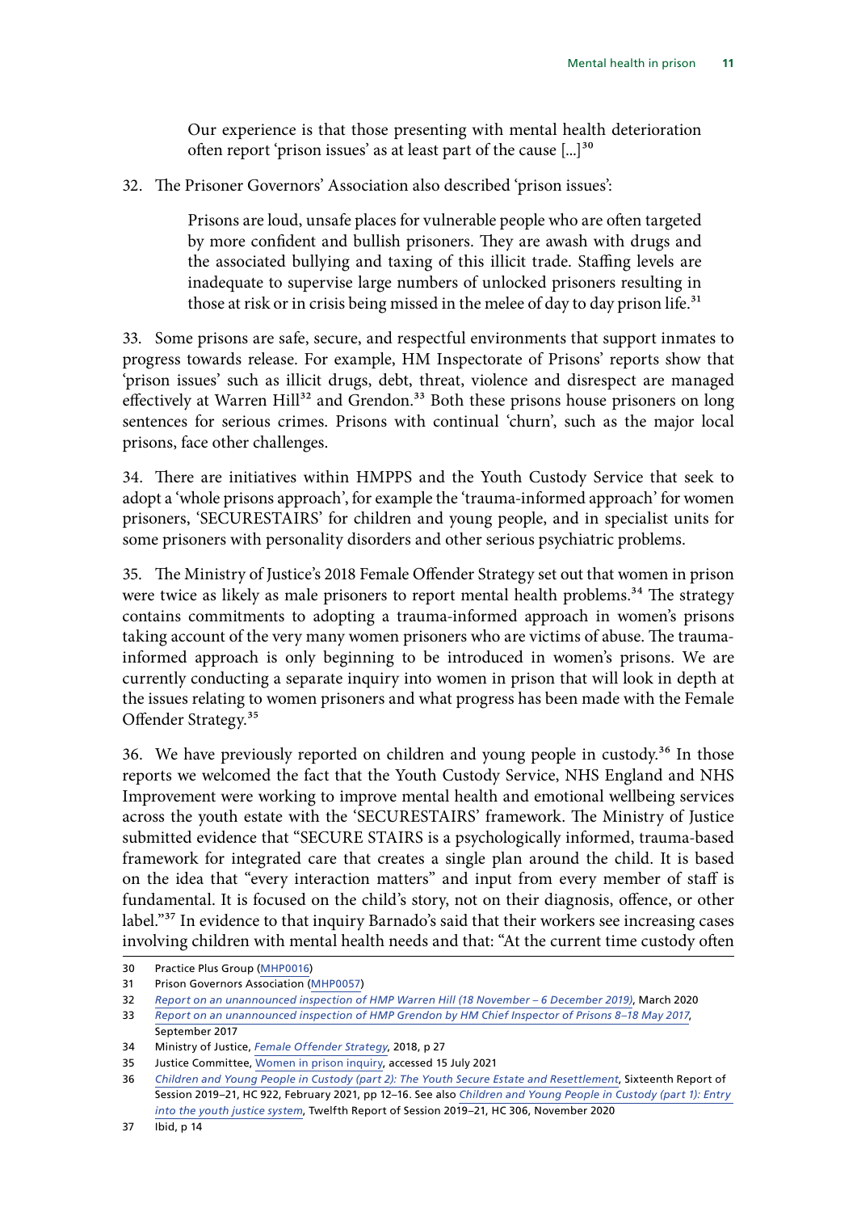> Our experience is that those presenting with mental health deterioration often report 'prison issues' as at least part of the cause [...][30]

32. The Prisoner Governors' Association also described 'prison issues':

> Prisons are loud, unsafe places for vulnerable people who are often targeted by more confident and bullish prisoners. They are awash with drugs and the associated bullying and taxing of this illicit trade. Staffing levels are inadequate to supervise large numbers of unlocked prisoners resulting in those at risk or in crisis being missed in the melee of day to day prison life.[31]

33. Some prisons are safe, secure, and respectful environments that support inmates to progress towards release. For example, HM Inspectorate of Prisons' reports show that 'prison issues' such as illicit drugs, debt, threat, violence and disrespect are managed effectively at Warren Hill[32] and Grendon.[33] Both these prisons house prisoners on long sentences for serious crimes. Prisons with continual 'churn', such as the major local prisons, face other challenges.

34. There are initiatives within HMPPS and the Youth Custody Service that seek to adopt a 'whole prisons approach', for example the 'trauma-informed approach' for women prisoners, 'SECURESTAIRS' for children and young people, and in specialist units for some prisoners with personality disorders and other serious psychiatric problems.

35. The Ministry of Justice's 2018 Female Offender Strategy set out that women in prison were twice as likely as male prisoners to report mental health problems.[34] The strategy contains commitments to adopting a trauma-informed approach in women's prisons taking account of the very many women prisoners who are victims of abuse. The trauma-informed approach is only beginning to be introduced in women's prisons. We are currently conducting a separate inquiry into women in prison that will look in depth at the issues relating to women prisoners and what progress has been made with the Female Offender Strategy.[35]

36. We have previously reported on children and young people in custody.[36] In those reports we welcomed the fact that the Youth Custody Service, NHS England and NHS Improvement were working to improve mental health and emotional wellbeing services across the youth estate with the 'SECURESTAIRS' framework. The Ministry of Justice submitted evidence that "SECURE STAIRS is a psychologically informed, trauma-based framework for integrated care that creates a single plan around the child. It is based on the idea that "every interaction matters" and input from every member of staff is fundamental. It is focused on the child's story, not on their diagnosis, offence, or other label."[37] In evidence to that inquiry Barnado's said that their workers see increasing cases involving children with mental health needs and that: "At the current time custody often

---

30 Practice Plus Group (MHP0016)

31 Prison Governors Association (MHP0057)

32 *Report on an unannounced inspection of HMP Warren Hill (18 November – 6 December 2019)*, March 2020

33 *Report on an unannounced inspection of HMP Grendon by HM Chief Inspector of Prisons 8–18 May 2017*, September 2017

34 Ministry of Justice, *Female Offender Strategy*, 2018, p 27

35 Justice Committee, Women in prison inquiry, accessed 15 July 2021

36 *Children and Young People in Custody (part 2): The Youth Secure Estate and Resettlement*, Sixteenth Report of Session 2019–21, HC 922, February 2021, pp 12–16. See also *Children and Young People in Custody (part 1): Entry into the youth justice system*, Twelfth Report of Session 2019–21, HC 306, November 2020

37 Ibid, p 14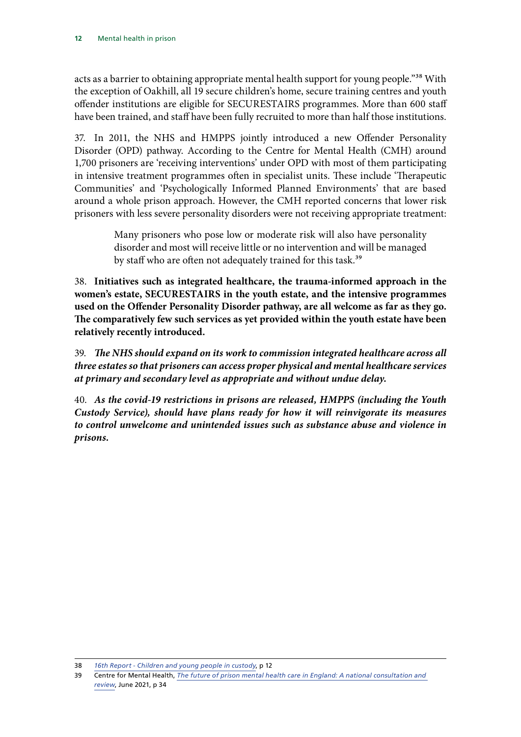acts as a barrier to obtaining appropriate mental health support for young people."[38] With the exception of Oakhill, all 19 secure children's home, secure training centres and youth offender institutions are eligible for SECURESTAIRS programmes. More than 600 staff have been trained, and staff have been fully recruited to more than half those institutions.

37. In 2011, the NHS and HMPPS jointly introduced a new Offender Personality Disorder (OPD) pathway. According to the Centre for Mental Health (CMH) around 1,700 prisoners are 'receiving interventions' under OPD with most of them participating in intensive treatment programmes often in specialist units. These include 'Therapeutic Communities' and 'Psychologically Informed Planned Environments' that are based around a whole prison approach. However, the CMH reported concerns that lower risk prisoners with less severe personality disorders were not receiving appropriate treatment:

> Many prisoners who pose low or moderate risk will also have personality disorder and most will receive little or no intervention and will be managed by staff who are often not adequately trained for this task.[39]

38. **Initiatives such as integrated healthcare, the trauma-informed approach in the women's estate, SECURESTAIRS in the youth estate, and the intensive programmes used on the Offender Personality Disorder pathway, are all welcome as far as they go. The comparatively few such services as yet provided within the youth estate have been relatively recently introduced.**

39. ***The NHS should expand on its work to commission integrated healthcare across all three estates so that prisoners can access proper physical and mental healthcare services at primary and secondary level as appropriate and without undue delay.***

40. ***As the covid-19 restrictions in prisons are released, HMPPS (including the Youth Custody Service), should have plans ready for how it will reinvigorate its measures to control unwelcome and unintended issues such as substance abuse and violence in prisons.***

---

38 *16th Report - Children and young people in custody*, p 12

39 Centre for Mental Health, *The future of prison mental health care in England: A national consultation and review*, June 2021, p 34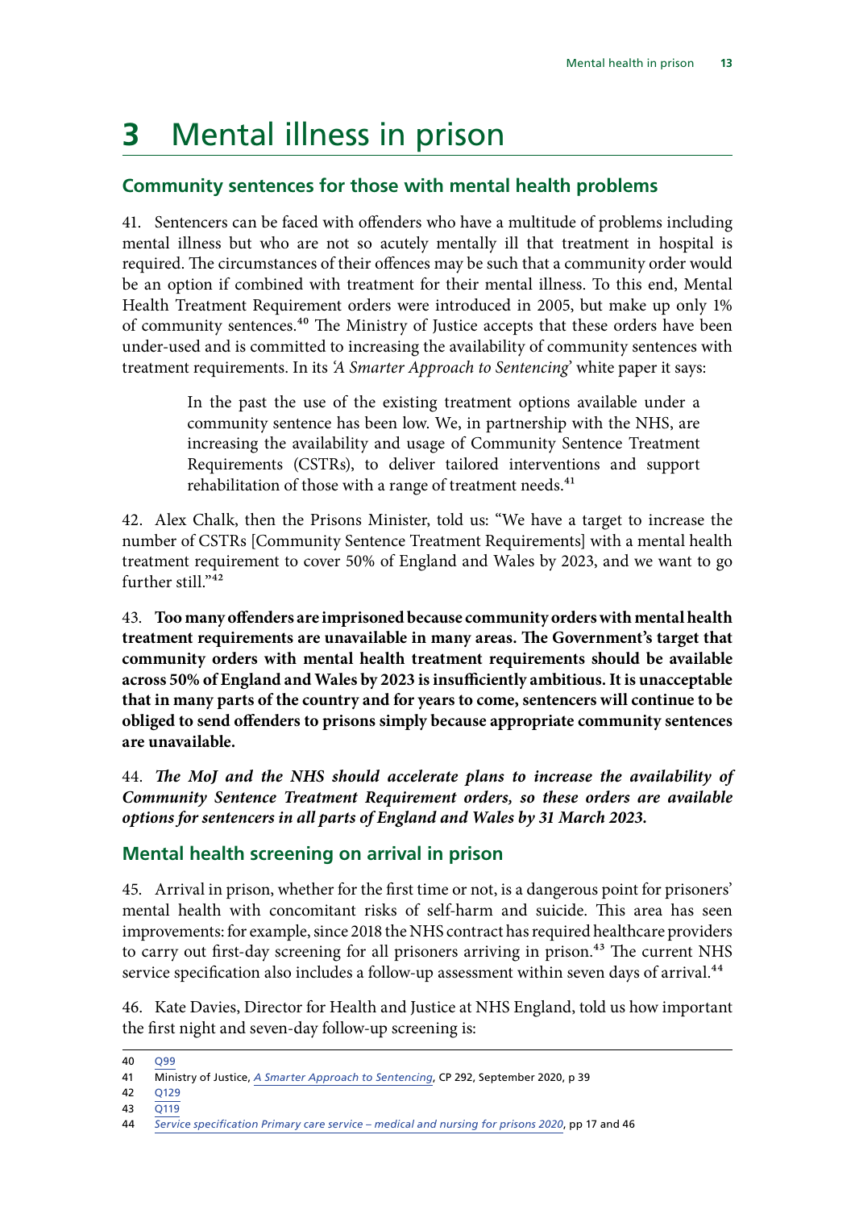# 3 Mental illness in prison

## Community sentences for those with mental health problems

41. Sentencers can be faced with offenders who have a multitude of problems including mental illness but who are not so acutely mentally ill that treatment in hospital is required. The circumstances of their offences may be such that a community order would be an option if combined with treatment for their mental illness. To this end, Mental Health Treatment Requirement orders were introduced in 2005, but make up only 1% of community sentences.[40] The Ministry of Justice accepts that these orders have been under-used and is committed to increasing the availability of community sentences with treatment requirements. In its *'A Smarter Approach to Sentencing'* white paper it says:

> In the past the use of the existing treatment options available under a community sentence has been low. We, in partnership with the NHS, are increasing the availability and usage of Community Sentence Treatment Requirements (CSTRs), to deliver tailored interventions and support rehabilitation of those with a range of treatment needs.[41]

42. Alex Chalk, then the Prisons Minister, told us: "We have a target to increase the number of CSTRs [Community Sentence Treatment Requirements] with a mental health treatment requirement to cover 50% of England and Wales by 2023, and we want to go further still."[42]

43. **Too many offenders are imprisoned because community orders with mental health treatment requirements are unavailable in many areas. The Government's target that community orders with mental health treatment requirements should be available across 50% of England and Wales by 2023 is insufficiently ambitious. It is unacceptable that in many parts of the country and for years to come, sentencers will continue to be obliged to send offenders to prisons simply because appropriate community sentences are unavailable.**

44. ***The MoJ and the NHS should accelerate plans to increase the availability of Community Sentence Treatment Requirement orders, so these orders are available options for sentencers in all parts of England and Wales by 31 March 2023.***

## Mental health screening on arrival in prison

45. Arrival in prison, whether for the first time or not, is a dangerous point for prisoners' mental health with concomitant risks of self-harm and suicide. This area has seen improvements: for example, since 2018 the NHS contract has required healthcare providers to carry out first-day screening for all prisoners arriving in prison.[43] The current NHS service specification also includes a follow-up assessment within seven days of arrival.[44]

46. Kate Davies, Director for Health and Justice at NHS England, told us how important the first night and seven-day follow-up screening is:

---

40 Q99

41 Ministry of Justice, *A Smarter Approach to Sentencing*, CP 292, September 2020, p 39

42 Q129

43 Q119

44 *Service specification Primary care service – medical and nursing for prisons 2020*, pp 17 and 46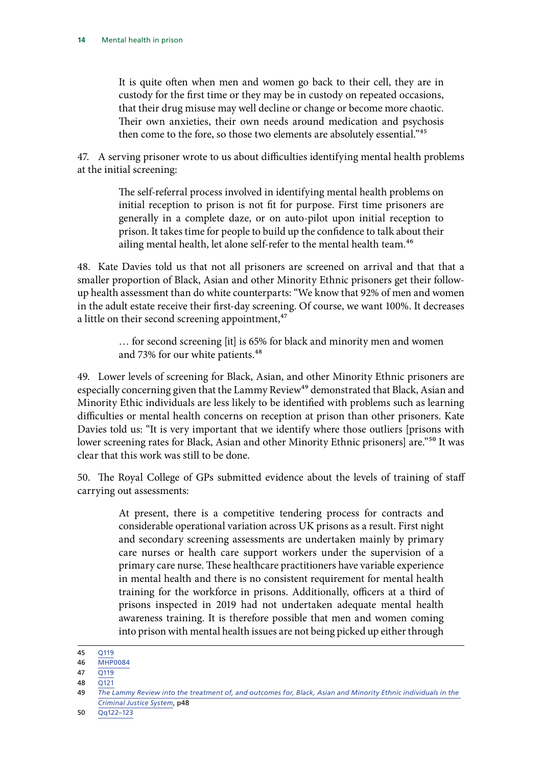> It is quite often when men and women go back to their cell, they are in custody for the first time or they may be in custody on repeated occasions, that their drug misuse may well decline or change or become more chaotic. Their own anxieties, their own needs around medication and psychosis then come to the fore, so those two elements are absolutely essential."[45]

47. A serving prisoner wrote to us about difficulties identifying mental health problems at the initial screening:

> The self-referral process involved in identifying mental health problems on initial reception to prison is not fit for purpose. First time prisoners are generally in a complete daze, or on auto-pilot upon initial reception to prison. It takes time for people to build up the confidence to talk about their ailing mental health, let alone self-refer to the mental health team.[46]

48. Kate Davies told us that not all prisoners are screened on arrival and that that a smaller proportion of Black, Asian and other Minority Ethnic prisoners get their follow-up health assessment than do white counterparts: "We know that 92% of men and women in the adult estate receive their first-day screening. Of course, we want 100%. It decreases a little on their second screening appointment,[47]

> … for second screening [it] is 65% for black and minority men and women and 73% for our white patients.[48]

49. Lower levels of screening for Black, Asian, and other Minority Ethnic prisoners are especially concerning given that the Lammy Review[49] demonstrated that Black, Asian and Minority Ethic individuals are less likely to be identified with problems such as learning difficulties or mental health concerns on reception at prison than other prisoners. Kate Davies told us: "It is very important that we identify where those outliers [prisons with lower screening rates for Black, Asian and other Minority Ethnic prisoners] are."[50] It was clear that this work was still to be done.

50. The Royal College of GPs submitted evidence about the levels of training of staff carrying out assessments:

> At present, there is a competitive tendering process for contracts and considerable operational variation across UK prisons as a result. First night and secondary screening assessments are undertaken mainly by primary care nurses or health care support workers under the supervision of a primary care nurse. These healthcare practitioners have variable experience in mental health and there is no consistent requirement for mental health training for the workforce in prisons. Additionally, officers at a third of prisons inspected in 2019 had not undertaken adequate mental health awareness training. It is therefore possible that men and women coming into prison with mental health issues are not being picked up either through

---

45 Q119

46 MHP0084

47 Q119

48 Q121

49 *The Lammy Review into the treatment of, and outcomes for, Black, Asian and Minority Ethnic individuals in the Criminal Justice System*, p48

50 Qq122–123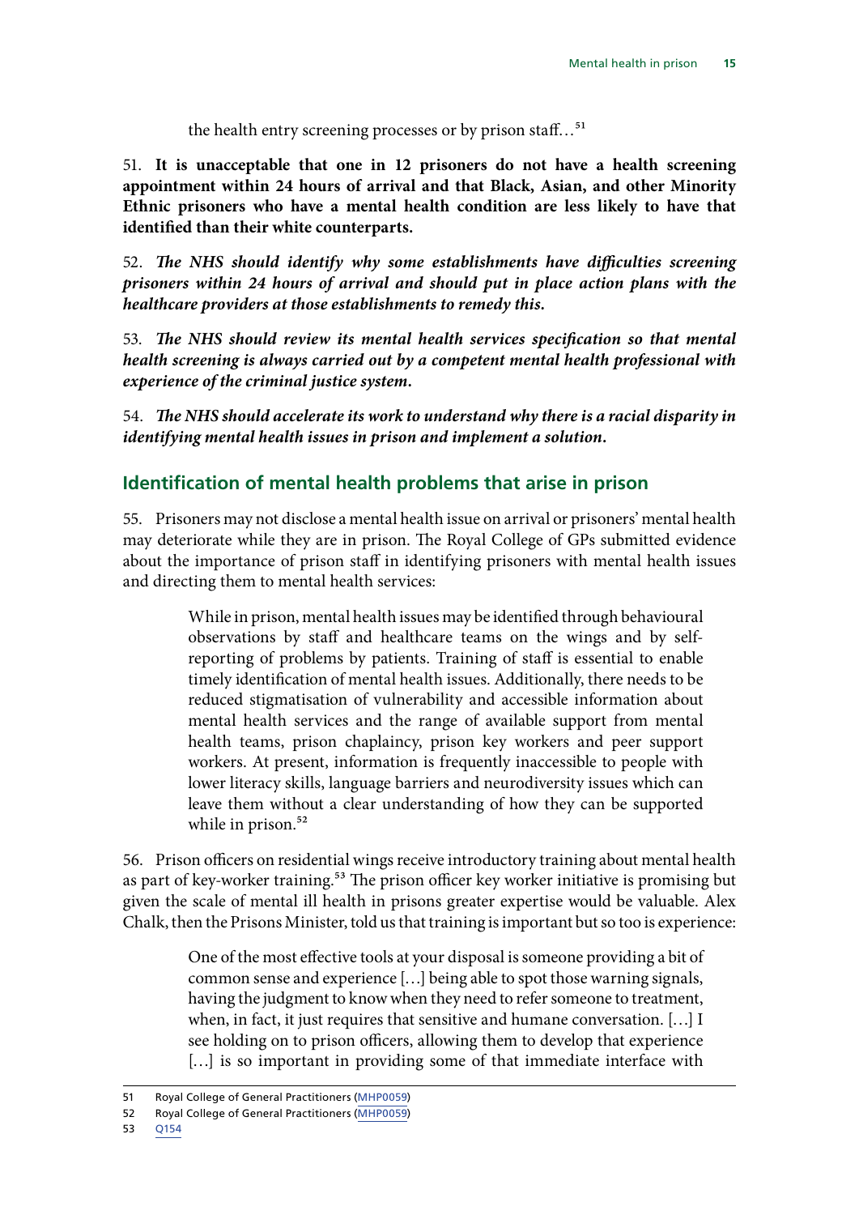> the health entry screening processes or by prison staff…[51]

51. **It is unacceptable that one in 12 prisoners do not have a health screening appointment within 24 hours of arrival and that Black, Asian, and other Minority Ethnic prisoners who have a mental health condition are less likely to have that identified than their white counterparts.**

52. ***The NHS should identify why some establishments have difficulties screening prisoners within 24 hours of arrival and should put in place action plans with the healthcare providers at those establishments to remedy this.***

53. ***The NHS should review its mental health services specification so that mental health screening is always carried out by a competent mental health professional with experience of the criminal justice system.***

54. ***The NHS should accelerate its work to understand why there is a racial disparity in identifying mental health issues in prison and implement a solution.***

## Identification of mental health problems that arise in prison

55. Prisoners may not disclose a mental health issue on arrival or prisoners' mental health may deteriorate while they are in prison. The Royal College of GPs submitted evidence about the importance of prison staff in identifying prisoners with mental health issues and directing them to mental health services:

> While in prison, mental health issues may be identified through behavioural observations by staff and healthcare teams on the wings and by self-reporting of problems by patients. Training of staff is essential to enable timely identification of mental health issues. Additionally, there needs to be reduced stigmatisation of vulnerability and accessible information about mental health services and the range of available support from mental health teams, prison chaplaincy, prison key workers and peer support workers. At present, information is frequently inaccessible to people with lower literacy skills, language barriers and neurodiversity issues which can leave them without a clear understanding of how they can be supported while in prison.[52]

56. Prison officers on residential wings receive introductory training about mental health as part of key-worker training.[53] The prison officer key worker initiative is promising but given the scale of mental ill health in prisons greater expertise would be valuable. Alex Chalk, then the Prisons Minister, told us that training is important but so too is experience:

> One of the most effective tools at your disposal is someone providing a bit of common sense and experience […] being able to spot those warning signals, having the judgment to know when they need to refer someone to treatment, when, in fact, it just requires that sensitive and humane conversation. […] I see holding on to prison officers, allowing them to develop that experience […] is so important in providing some of that immediate interface with

51 Royal College of General Practitioners (MHP0059)

52 Royal College of General Practitioners (MHP0059)

53 Q154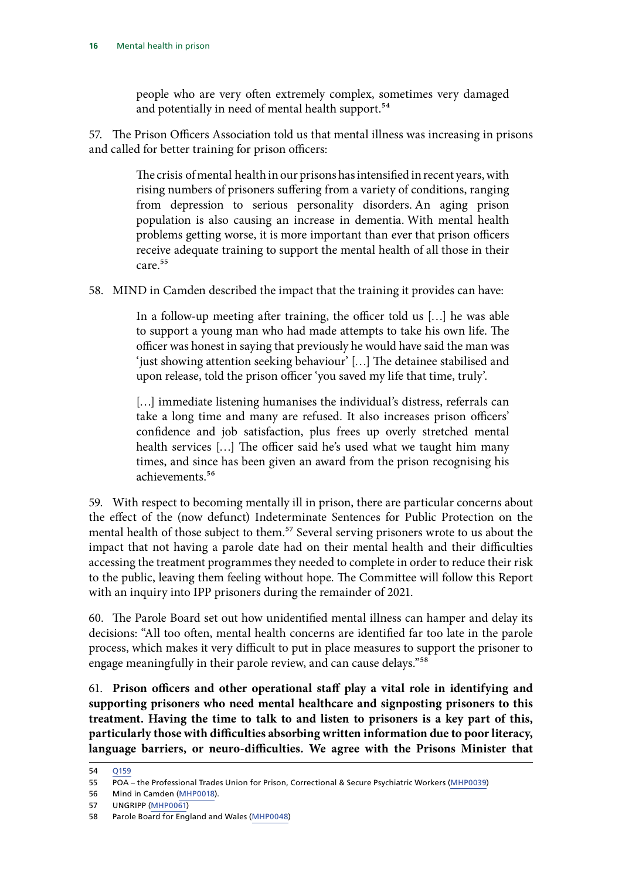> people who are very often extremely complex, sometimes very damaged and potentially in need of mental health support.[54]

57. The Prison Officers Association told us that mental illness was increasing in prisons and called for better training for prison officers:

> The crisis of mental health in our prisons has intensified in recent years, with rising numbers of prisoners suffering from a variety of conditions, ranging from depression to serious personality disorders. An aging prison population is also causing an increase in dementia. With mental health problems getting worse, it is more important than ever that prison officers receive adequate training to support the mental health of all those in their care.[55]

58. MIND in Camden described the impact that the training it provides can have:

> In a follow-up meeting after training, the officer told us […] he was able to support a young man who had made attempts to take his own life. The officer was honest in saying that previously he would have said the man was 'just showing attention seeking behaviour' […] The detainee stabilised and upon release, told the prison officer 'you saved my life that time, truly'.
>
> […] immediate listening humanises the individual's distress, referrals can take a long time and many are refused. It also increases prison officers' confidence and job satisfaction, plus frees up overly stretched mental health services […] The officer said he's used what we taught him many times, and since has been given an award from the prison recognising his achievements.[56]

59. With respect to becoming mentally ill in prison, there are particular concerns about the effect of the (now defunct) Indeterminate Sentences for Public Protection on the mental health of those subject to them.[57] Several serving prisoners wrote to us about the impact that not having a parole date had on their mental health and their difficulties accessing the treatment programmes they needed to complete in order to reduce their risk to the public, leaving them feeling without hope. The Committee will follow this Report with an inquiry into IPP prisoners during the remainder of 2021.

60. The Parole Board set out how unidentified mental illness can hamper and delay its decisions: "All too often, mental health concerns are identified far too late in the parole process, which makes it very difficult to put in place measures to support the prisoner to engage meaningfully in their parole review, and can cause delays."[58]

61. **Prison officers and other operational staff play a vital role in identifying and supporting prisoners who need mental healthcare and signposting prisoners to this treatment. Having the time to talk to and listen to prisoners is a key part of this, particularly those with difficulties absorbing written information due to poor literacy, language barriers, or neuro-difficulties. We agree with the Prisons Minister that**

---

54 Q159

55 POA – the Professional Trades Union for Prison, Correctional & Secure Psychiatric Workers (MHP0039)

56 Mind in Camden (MHP0018).

57 UNGRIPP (MHP0061)

58 Parole Board for England and Wales (MHP0048)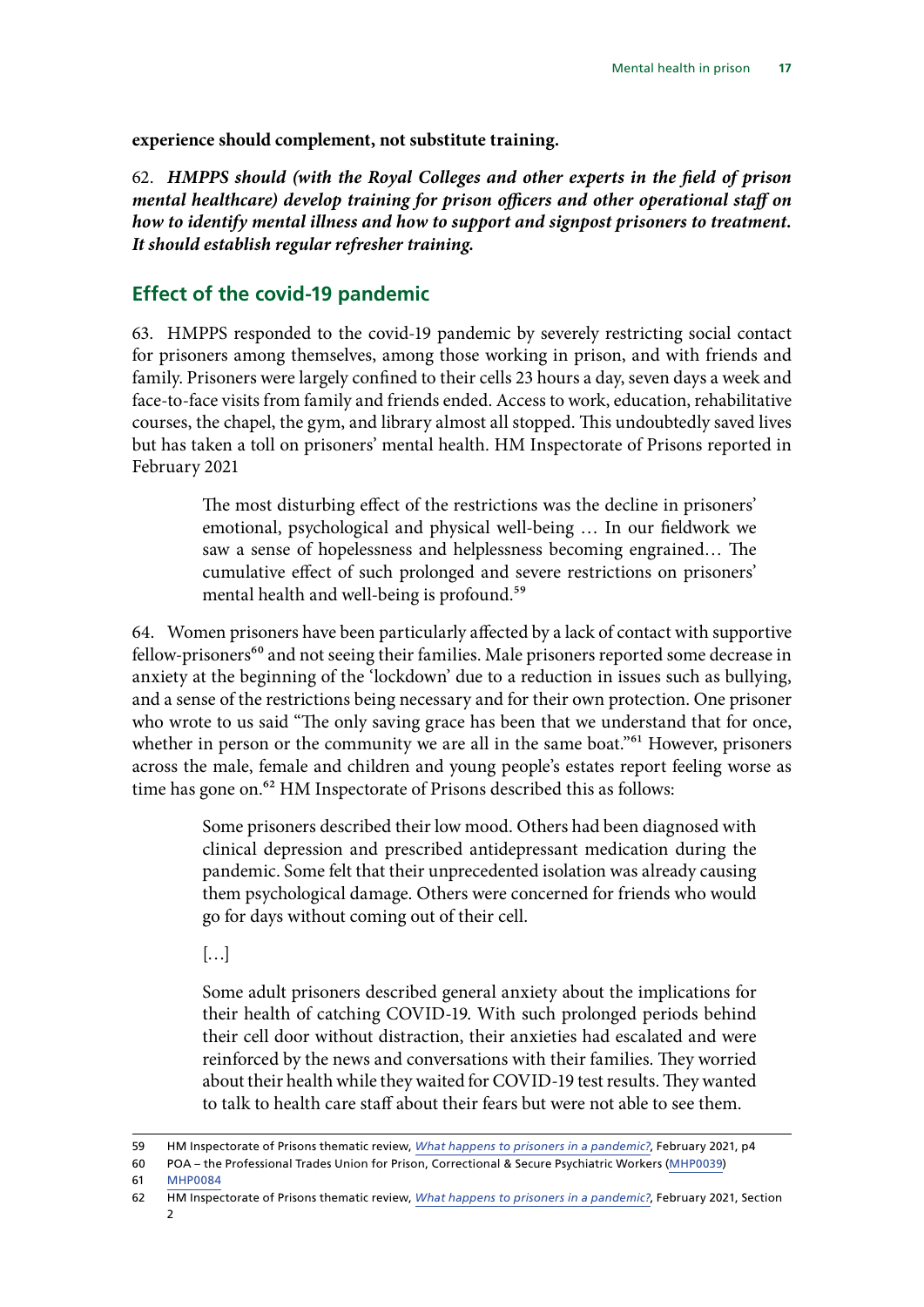**experience should complement, not substitute training.**

62. ***HMPPS should (with the Royal Colleges and other experts in the field of prison mental healthcare) develop training for prison officers and other operational staff on how to identify mental illness and how to support and signpost prisoners to treatment. It should establish regular refresher training.***

## Effect of the covid-19 pandemic

63. HMPPS responded to the covid-19 pandemic by severely restricting social contact for prisoners among themselves, among those working in prison, and with friends and family. Prisoners were largely confined to their cells 23 hours a day, seven days a week and face-to-face visits from family and friends ended. Access to work, education, rehabilitative courses, the chapel, the gym, and library almost all stopped. This undoubtedly saved lives but has taken a toll on prisoners' mental health. HM Inspectorate of Prisons reported in February 2021

> The most disturbing effect of the restrictions was the decline in prisoners' emotional, psychological and physical well-being … In our fieldwork we saw a sense of hopelessness and helplessness becoming engrained… The cumulative effect of such prolonged and severe restrictions on prisoners' mental health and well-being is profound.[59]

64. Women prisoners have been particularly affected by a lack of contact with supportive fellow-prisoners[60] and not seeing their families. Male prisoners reported some decrease in anxiety at the beginning of the 'lockdown' due to a reduction in issues such as bullying, and a sense of the restrictions being necessary and for their own protection. One prisoner who wrote to us said "The only saving grace has been that we understand that for once, whether in person or the community we are all in the same boat."[61] However, prisoners across the male, female and children and young people's estates report feeling worse as time has gone on.[62] HM Inspectorate of Prisons described this as follows:

> Some prisoners described their low mood. Others had been diagnosed with clinical depression and prescribed antidepressant medication during the pandemic. Some felt that their unprecedented isolation was already causing them psychological damage. Others were concerned for friends who would go for days without coming out of their cell.
>
> […]
>
> Some adult prisoners described general anxiety about the implications for their health of catching COVID-19. With such prolonged periods behind their cell door without distraction, their anxieties had escalated and were reinforced by the news and conversations with their families. They worried about their health while they waited for COVID-19 test results. They wanted to talk to health care staff about their fears but were not able to see them.

---

59 HM Inspectorate of Prisons thematic review, *What happens to prisoners in a pandemic?*, February 2021, p4

60 POA – the Professional Trades Union for Prison, Correctional & Secure Psychiatric Workers (MHP0039)

61 MHP0084

62 HM Inspectorate of Prisons thematic review, *What happens to prisoners in a pandemic?*, February 2021, Section 2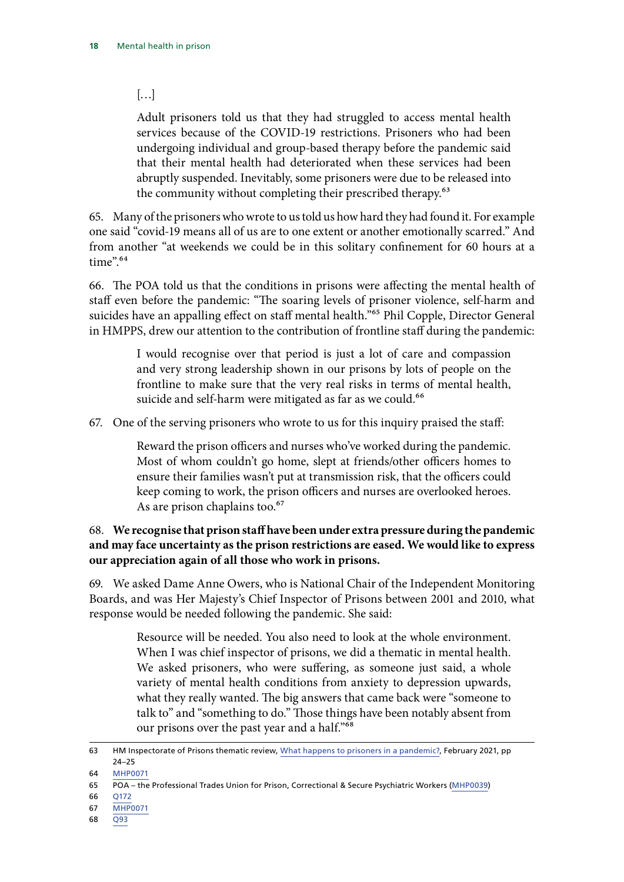> […]
>
> Adult prisoners told us that they had struggled to access mental health services because of the COVID-19 restrictions. Prisoners who had been undergoing individual and group-based therapy before the pandemic said that their mental health had deteriorated when these services had been abruptly suspended. Inevitably, some prisoners were due to be released into the community without completing their prescribed therapy.[63]

65. Many of the prisoners who wrote to us told us how hard they had found it. For example one said "covid-19 means all of us are to one extent or another emotionally scarred." And from another "at weekends we could be in this solitary confinement for 60 hours at a time".[64]

66. The POA told us that the conditions in prisons were affecting the mental health of staff even before the pandemic: "The soaring levels of prisoner violence, self-harm and suicides have an appalling effect on staff mental health."[65] Phil Copple, Director General in HMPPS, drew our attention to the contribution of frontline staff during the pandemic:

> I would recognise over that period is just a lot of care and compassion and very strong leadership shown in our prisons by lots of people on the frontline to make sure that the very real risks in terms of mental health, suicide and self-harm were mitigated as far as we could.[66]

67. One of the serving prisoners who wrote to us for this inquiry praised the staff:

> Reward the prison officers and nurses who've worked during the pandemic. Most of whom couldn't go home, slept at friends/other officers homes to ensure their families wasn't put at transmission risk, that the officers could keep coming to work, the prison officers and nurses are overlooked heroes. As are prison chaplains too.[67]

68. **We recognise that prison staff have been under extra pressure during the pandemic and may face uncertainty as the prison restrictions are eased. We would like to express our appreciation again of all those who work in prisons.**

69. We asked Dame Anne Owers, who is National Chair of the Independent Monitoring Boards, and was Her Majesty's Chief Inspector of Prisons between 2001 and 2010, what response would be needed following the pandemic. She said:

> Resource will be needed. You also need to look at the whole environment. When I was chief inspector of prisons, we did a thematic in mental health. We asked prisoners, who were suffering, as someone just said, a whole variety of mental health conditions from anxiety to depression upwards, what they really wanted. The big answers that came back were "someone to talk to" and "something to do." Those things have been notably absent from our prisons over the past year and a half."[68]

---

63 HM Inspectorate of Prisons thematic review, What happens to prisoners in a pandemic?, February 2021, pp 24–25

64 MHP0071

65 POA – the Professional Trades Union for Prison, Correctional & Secure Psychiatric Workers (MHP0039)

66 Q172

67 MHP0071

68 Q93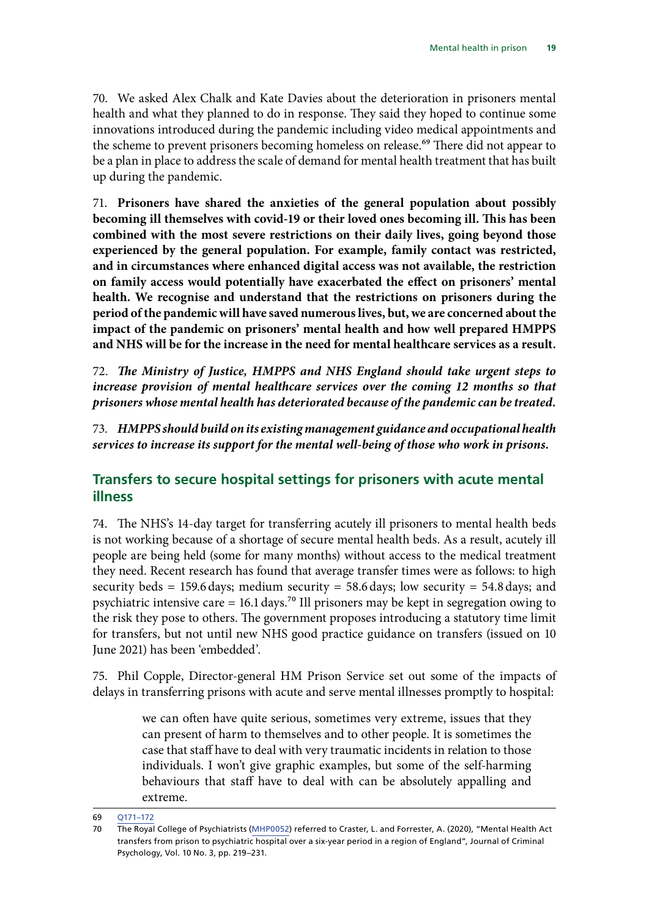70. We asked Alex Chalk and Kate Davies about the deterioration in prisoners mental health and what they planned to do in response. They said they hoped to continue some innovations introduced during the pandemic including video medical appointments and the scheme to prevent prisoners becoming homeless on release.[69] There did not appear to be a plan in place to address the scale of demand for mental health treatment that has built up during the pandemic.

71. **Prisoners have shared the anxieties of the general population about possibly becoming ill themselves with covid-19 or their loved ones becoming ill. This has been combined with the most severe restrictions on their daily lives, going beyond those experienced by the general population. For example, family contact was restricted, and in circumstances where enhanced digital access was not available, the restriction on family access would potentially have exacerbated the effect on prisoners' mental health. We recognise and understand that the restrictions on prisoners during the period of the pandemic will have saved numerous lives, but, we are concerned about the impact of the pandemic on prisoners' mental health and how well prepared HMPPS and NHS will be for the increase in the need for mental healthcare services as a result.**

72. ***The Ministry of Justice, HMPPS and NHS England should take urgent steps to increase provision of mental healthcare services over the coming 12 months so that prisoners whose mental health has deteriorated because of the pandemic can be treated.***

73. ***HMPPS should build on its existing management guidance and occupational health services to increase its support for the mental well-being of those who work in prisons.***

## Transfers to secure hospital settings for prisoners with acute mental illness

74. The NHS's 14-day target for transferring acutely ill prisoners to mental health beds is not working because of a shortage of secure mental health beds. As a result, acutely ill people are being held (some for many months) without access to the medical treatment they need. Recent research has found that average transfer times were as follows: to high security beds = 159.6 days; medium security = 58.6 days; low security = 54.8 days; and psychiatric intensive care = 16.1 days.[70] Ill prisoners may be kept in segregation owing to the risk they pose to others. The government proposes introducing a statutory time limit for transfers, but not until new NHS good practice guidance on transfers (issued on 10 June 2021) has been 'embedded'.

75. Phil Copple, Director-general HM Prison Service set out some of the impacts of delays in transferring prisons with acute and serve mental illnesses promptly to hospital:

> we can often have quite serious, sometimes very extreme, issues that they can present of harm to themselves and to other people. It is sometimes the case that staff have to deal with very traumatic incidents in relation to those individuals. I won't give graphic examples, but some of the self-harming behaviours that staff have to deal with can be absolutely appalling and extreme.

69 Q171–172

70 The Royal College of Psychiatrists (MHP0052) referred to Craster, L. and Forrester, A. (2020), "Mental Health Act transfers from prison to psychiatric hospital over a six-year period in a region of England", Journal of Criminal Psychology, Vol. 10 No. 3, pp. 219–231.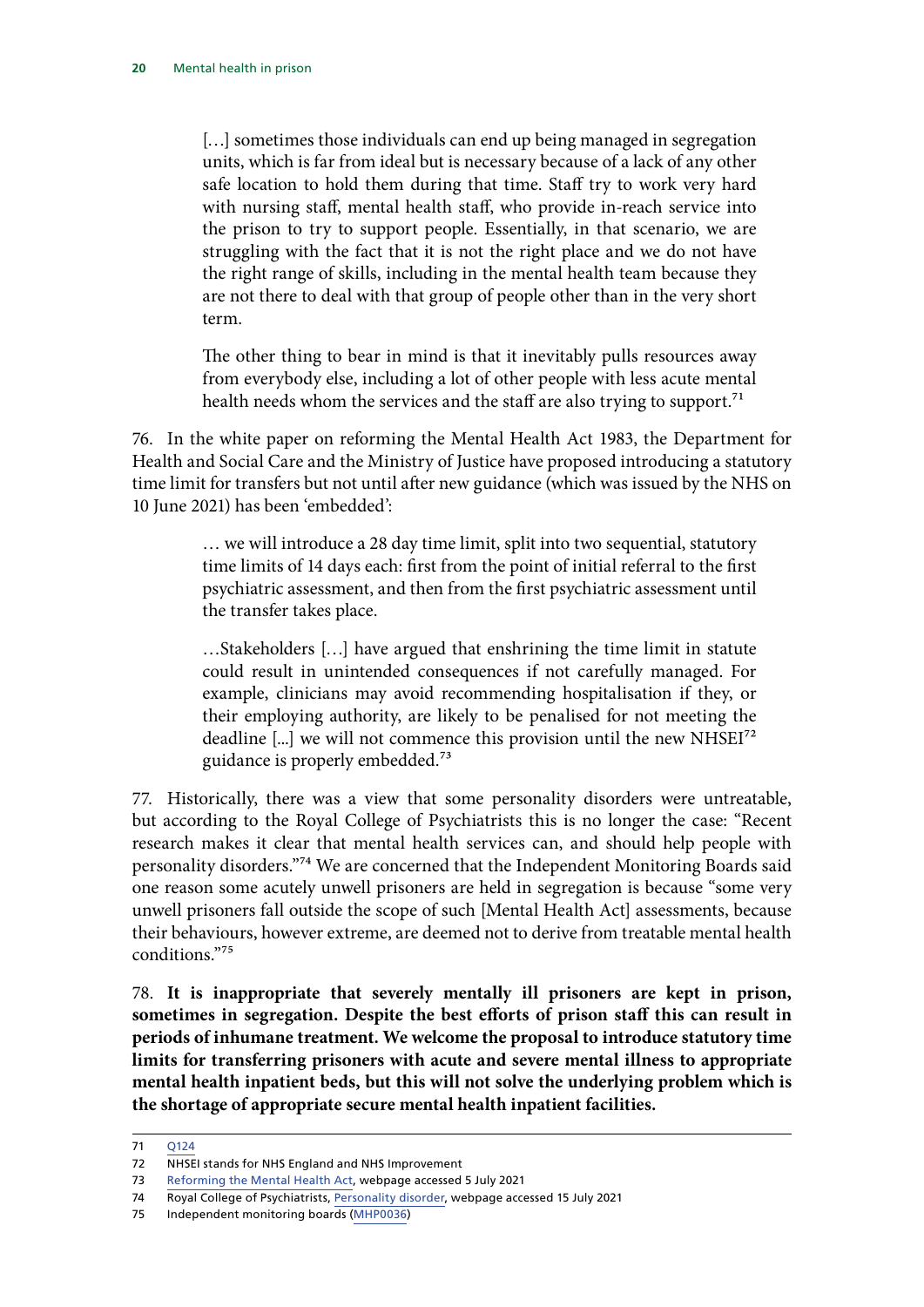> […] sometimes those individuals can end up being managed in segregation units, which is far from ideal but is necessary because of a lack of any other safe location to hold them during that time. Staff try to work very hard with nursing staff, mental health staff, who provide in-reach service into the prison to try to support people. Essentially, in that scenario, we are struggling with the fact that it is not the right place and we do not have the right range of skills, including in the mental health team because they are not there to deal with that group of people other than in the very short term.
>
> The other thing to bear in mind is that it inevitably pulls resources away from everybody else, including a lot of other people with less acute mental health needs whom the services and the staff are also trying to support.[71]

76. In the white paper on reforming the Mental Health Act 1983, the Department for Health and Social Care and the Ministry of Justice have proposed introducing a statutory time limit for transfers but not until after new guidance (which was issued by the NHS on 10 June 2021) has been 'embedded':

> … we will introduce a 28 day time limit, split into two sequential, statutory time limits of 14 days each: first from the point of initial referral to the first psychiatric assessment, and then from the first psychiatric assessment until the transfer takes place.
>
> …Stakeholders […] have argued that enshrining the time limit in statute could result in unintended consequences if not carefully managed. For example, clinicians may avoid recommending hospitalisation if they, or their employing authority, are likely to be penalised for not meeting the deadline [...] we will not commence this provision until the new NHSEI[72] guidance is properly embedded.[73]

77. Historically, there was a view that some personality disorders were untreatable, but according to the Royal College of Psychiatrists this is no longer the case: "Recent research makes it clear that mental health services can, and should help people with personality disorders."[74] We are concerned that the Independent Monitoring Boards said one reason some acutely unwell prisoners are held in segregation is because "some very unwell prisoners fall outside the scope of such [Mental Health Act] assessments, because their behaviours, however extreme, are deemed not to derive from treatable mental health conditions."[75]

78. **It is inappropriate that severely mentally ill prisoners are kept in prison, sometimes in segregation. Despite the best efforts of prison staff this can result in periods of inhumane treatment. We welcome the proposal to introduce statutory time limits for transferring prisoners with acute and severe mental illness to appropriate mental health inpatient beds, but this will not solve the underlying problem which is the shortage of appropriate secure mental health inpatient facilities.**

---

71 Q124

72 NHSEI stands for NHS England and NHS Improvement

73 Reforming the Mental Health Act, webpage accessed 5 July 2021

74 Royal College of Psychiatrists, Personality disorder, webpage accessed 15 July 2021

75 Independent monitoring boards (MHP0036)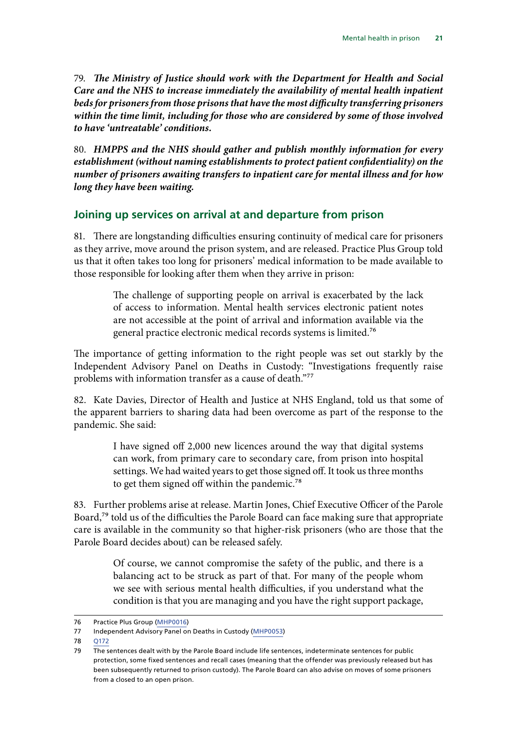79. ***The Ministry of Justice should work with the Department for Health and Social Care and the NHS to increase immediately the availability of mental health inpatient beds for prisoners from those prisons that have the most difficulty transferring prisoners within the time limit, including for those who are considered by some of those involved to have 'untreatable' conditions.***

80. ***HMPPS and the NHS should gather and publish monthly information for every establishment (without naming establishments to protect patient confidentiality) on the number of prisoners awaiting transfers to inpatient care for mental illness and for how long they have been waiting.***

## Joining up services on arrival at and departure from prison

81. There are longstanding difficulties ensuring continuity of medical care for prisoners as they arrive, move around the prison system, and are released. Practice Plus Group told us that it often takes too long for prisoners' medical information to be made available to those responsible for looking after them when they arrive in prison:

> The challenge of supporting people on arrival is exacerbated by the lack of access to information. Mental health services electronic patient notes are not accessible at the point of arrival and information available via the general practice electronic medical records systems is limited.[76]

The importance of getting information to the right people was set out starkly by the Independent Advisory Panel on Deaths in Custody: "Investigations frequently raise problems with information transfer as a cause of death."[77]

82. Kate Davies, Director of Health and Justice at NHS England, told us that some of the apparent barriers to sharing data had been overcome as part of the response to the pandemic. She said:

> I have signed off 2,000 new licences around the way that digital systems can work, from primary care to secondary care, from prison into hospital settings. We had waited years to get those signed off. It took us three months to get them signed off within the pandemic.[78]

83. Further problems arise at release. Martin Jones, Chief Executive Officer of the Parole Board,[79] told us of the difficulties the Parole Board can face making sure that appropriate care is available in the community so that higher-risk prisoners (who are those that the Parole Board decides about) can be released safely.

> Of course, we cannot compromise the safety of the public, and there is a balancing act to be struck as part of that. For many of the people whom we see with serious mental health difficulties, if you understand what the condition is that you are managing and you have the right support package,

---

76 Practice Plus Group (MHP0016)

77 Independent Advisory Panel on Deaths in Custody (MHP0053)

78 Q172

79 The sentences dealt with by the Parole Board include life sentences, indeterminate sentences for public protection, some fixed sentences and recall cases (meaning that the offender was previously released but has been subsequently returned to prison custody). The Parole Board can also advise on moves of some prisoners from a closed to an open prison.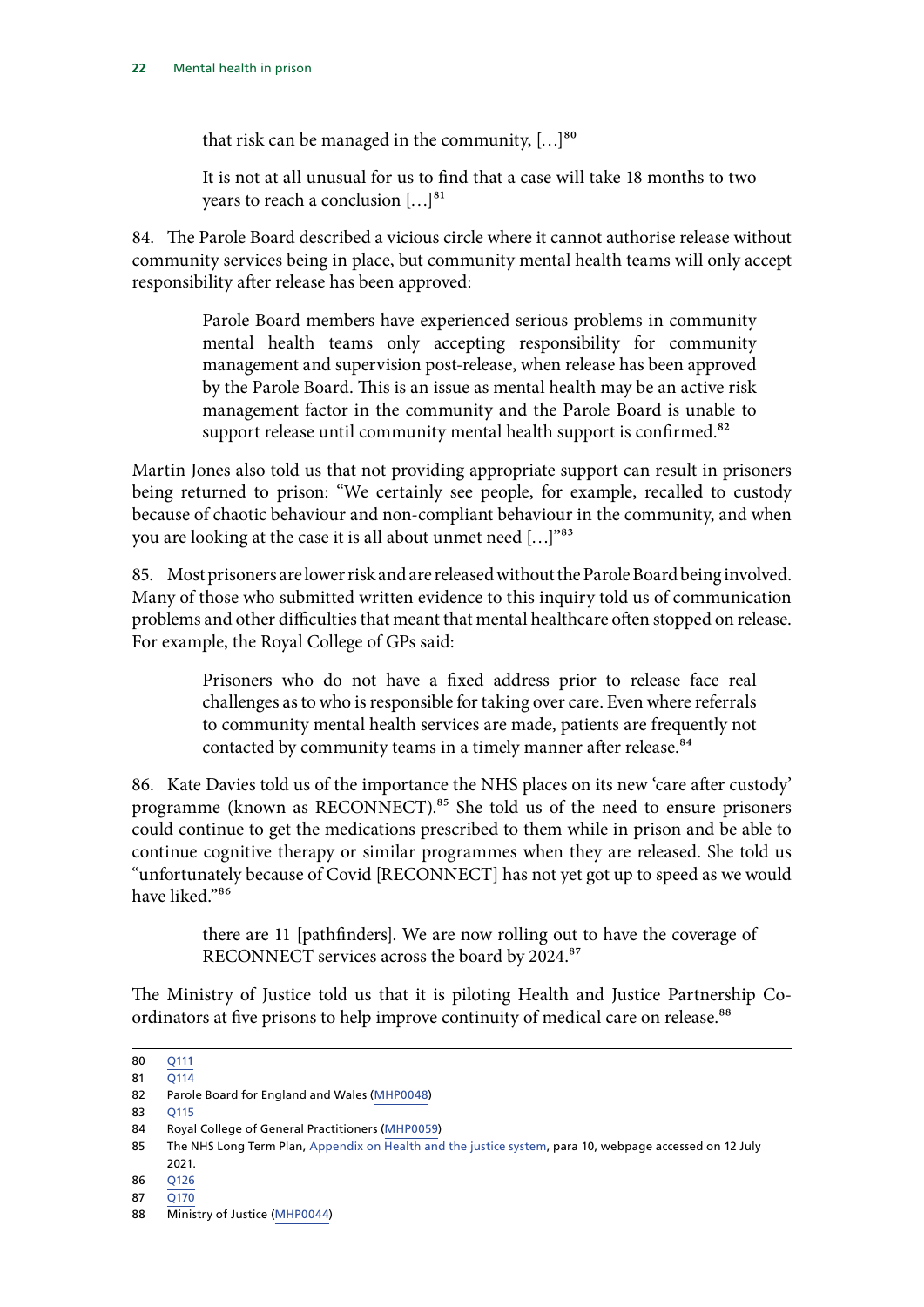> that risk can be managed in the community, […][80]
>
> It is not at all unusual for us to find that a case will take 18 months to two years to reach a conclusion […][81]

84. The Parole Board described a vicious circle where it cannot authorise release without community services being in place, but community mental health teams will only accept responsibility after release has been approved:

> Parole Board members have experienced serious problems in community mental health teams only accepting responsibility for community management and supervision post-release, when release has been approved by the Parole Board. This is an issue as mental health may be an active risk management factor in the community and the Parole Board is unable to support release until community mental health support is confirmed.[82]

Martin Jones also told us that not providing appropriate support can result in prisoners being returned to prison: "We certainly see people, for example, recalled to custody because of chaotic behaviour and non-compliant behaviour in the community, and when you are looking at the case it is all about unmet need […]"[83]

85. Most prisoners are lower risk and are released without the Parole Board being involved. Many of those who submitted written evidence to this inquiry told us of communication problems and other difficulties that meant that mental healthcare often stopped on release. For example, the Royal College of GPs said:

> Prisoners who do not have a fixed address prior to release face real challenges as to who is responsible for taking over care. Even where referrals to community mental health services are made, patients are frequently not contacted by community teams in a timely manner after release.[84]

86. Kate Davies told us of the importance the NHS places on its new 'care after custody' programme (known as RECONNECT).[85] She told us of the need to ensure prisoners could continue to get the medications prescribed to them while in prison and be able to continue cognitive therapy or similar programmes when they are released. She told us "unfortunately because of Covid [RECONNECT] has not yet got up to speed as we would have liked."[86]

> there are 11 [pathfinders]. We are now rolling out to have the coverage of RECONNECT services across the board by 2024.[87]

The Ministry of Justice told us that it is piloting Health and Justice Partnership Co-ordinators at five prisons to help improve continuity of medical care on release.[88]

---

80 Q111

81 Q114

82 Parole Board for England and Wales (MHP0048)

83 Q115

84 Royal College of General Practitioners (MHP0059)

85 The NHS Long Term Plan, Appendix on Health and the justice system, para 10, webpage accessed on 12 July 2021.

86 Q126

87 Q170

88 Ministry of Justice (MHP0044)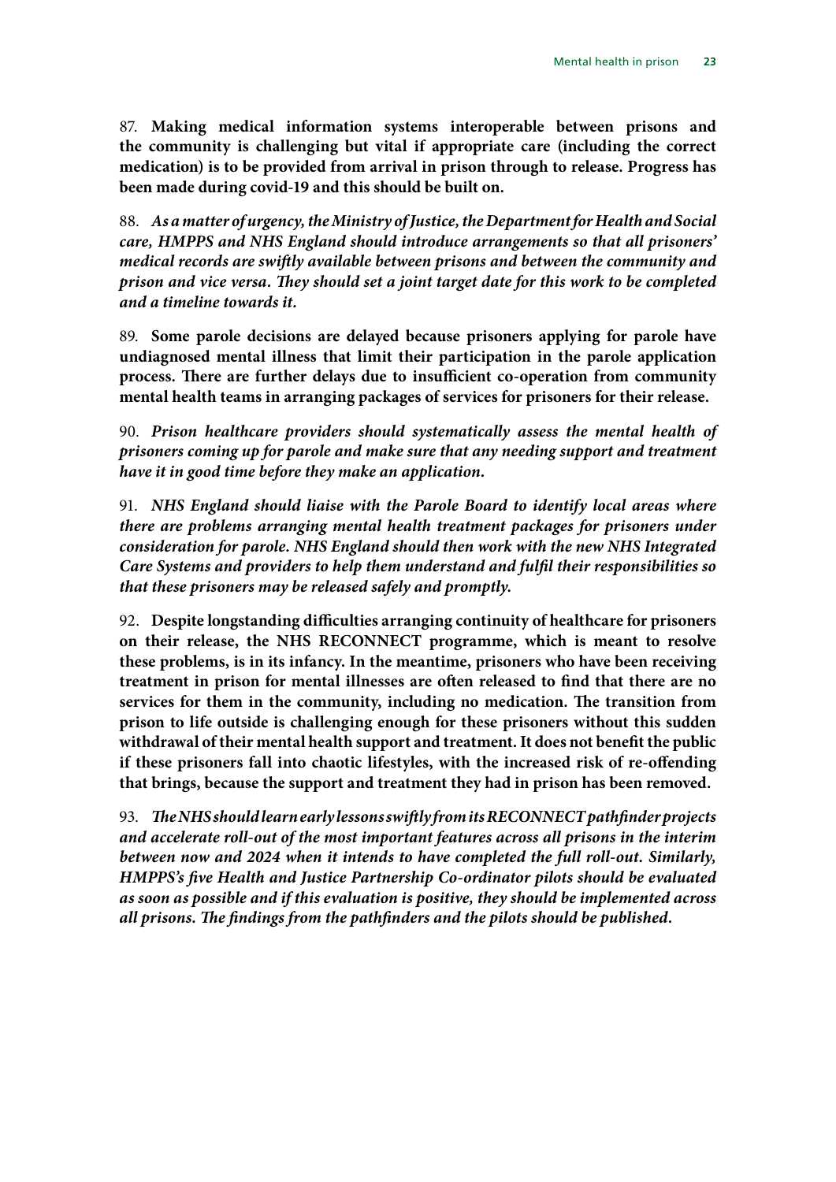87. **Making medical information systems interoperable between prisons and the community is challenging but vital if appropriate care (including the correct medication) is to be provided from arrival in prison through to release. Progress has been made during covid-19 and this should be built on.**

88. ***As a matter of urgency, the Ministry of Justice, the Department for Health and Social care, HMPPS and NHS England should introduce arrangements so that all prisoners' medical records are swiftly available between prisons and between the community and prison and vice versa. They should set a joint target date for this work to be completed and a timeline towards it.***

89. **Some parole decisions are delayed because prisoners applying for parole have undiagnosed mental illness that limit their participation in the parole application process. There are further delays due to insufficient co-operation from community mental health teams in arranging packages of services for prisoners for their release.**

90. ***Prison healthcare providers should systematically assess the mental health of prisoners coming up for parole and make sure that any needing support and treatment have it in good time before they make an application.***

91. ***NHS England should liaise with the Parole Board to identify local areas where there are problems arranging mental health treatment packages for prisoners under consideration for parole. NHS England should then work with the new NHS Integrated Care Systems and providers to help them understand and fulfil their responsibilities so that these prisoners may be released safely and promptly.***

92. **Despite longstanding difficulties arranging continuity of healthcare for prisoners on their release, the NHS RECONNECT programme, which is meant to resolve these problems, is in its infancy. In the meantime, prisoners who have been receiving treatment in prison for mental illnesses are often released to find that there are no services for them in the community, including no medication. The transition from prison to life outside is challenging enough for these prisoners without this sudden withdrawal of their mental health support and treatment. It does not benefit the public if these prisoners fall into chaotic lifestyles, with the increased risk of re-offending that brings, because the support and treatment they had in prison has been removed.**

93. ***The NHS should learn early lessons swiftly from its RECONNECT pathfinder projects and accelerate roll-out of the most important features across all prisons in the interim between now and 2024 when it intends to have completed the full roll-out. Similarly, HMPPS's five Health and Justice Partnership Co-ordinator pilots should be evaluated as soon as possible and if this evaluation is positive, they should be implemented across all prisons. The findings from the pathfinders and the pilots should be published.***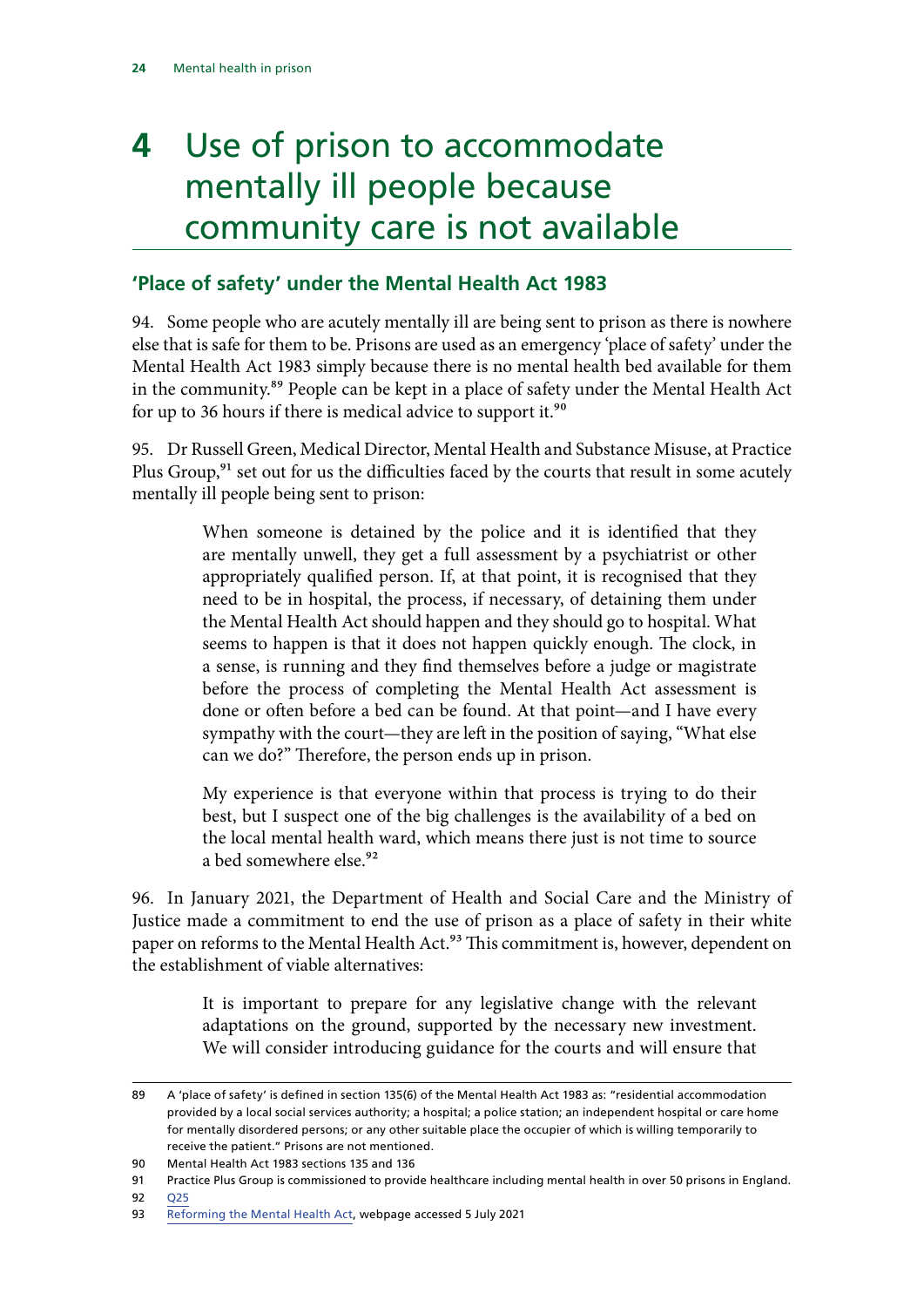# 4 Use of prison to accommodate mentally ill people because community care is not available

## 'Place of safety' under the Mental Health Act 1983

94. Some people who are acutely mentally ill are being sent to prison as there is nowhere else that is safe for them to be. Prisons are used as an emergency 'place of safety' under the Mental Health Act 1983 simply because there is no mental health bed available for them in the community.[89] People can be kept in a place of safety under the Mental Health Act for up to 36 hours if there is medical advice to support it.[90]

95. Dr Russell Green, Medical Director, Mental Health and Substance Misuse, at Practice Plus Group,[91] set out for us the difficulties faced by the courts that result in some acutely mentally ill people being sent to prison:

> When someone is detained by the police and it is identified that they are mentally unwell, they get a full assessment by a psychiatrist or other appropriately qualified person. If, at that point, it is recognised that they need to be in hospital, the process, if necessary, of detaining them under the Mental Health Act should happen and they should go to hospital. What seems to happen is that it does not happen quickly enough. The clock, in a sense, is running and they find themselves before a judge or magistrate before the process of completing the Mental Health Act assessment is done or often before a bed can be found. At that point—and I have every sympathy with the court—they are left in the position of saying, "What else can we do?" Therefore, the person ends up in prison.
>
> My experience is that everyone within that process is trying to do their best, but I suspect one of the big challenges is the availability of a bed on the local mental health ward, which means there just is not time to source a bed somewhere else.[92]

96. In January 2021, the Department of Health and Social Care and the Ministry of Justice made a commitment to end the use of prison as a place of safety in their white paper on reforms to the Mental Health Act.[93] This commitment is, however, dependent on the establishment of viable alternatives:

> It is important to prepare for any legislative change with the relevant adaptations on the ground, supported by the necessary new investment. We will consider introducing guidance for the courts and will ensure that

---

89 A 'place of safety' is defined in section 135(6) of the Mental Health Act 1983 as: "residential accommodation provided by a local social services authority; a hospital; a police station; an independent hospital or care home for mentally disordered persons; or any other suitable place the occupier of which is willing temporarily to receive the patient." Prisons are not mentioned.

90 Mental Health Act 1983 sections 135 and 136

91 Practice Plus Group is commissioned to provide healthcare including mental health in over 50 prisons in England.

92 Q25

93 Reforming the Mental Health Act, webpage accessed 5 July 2021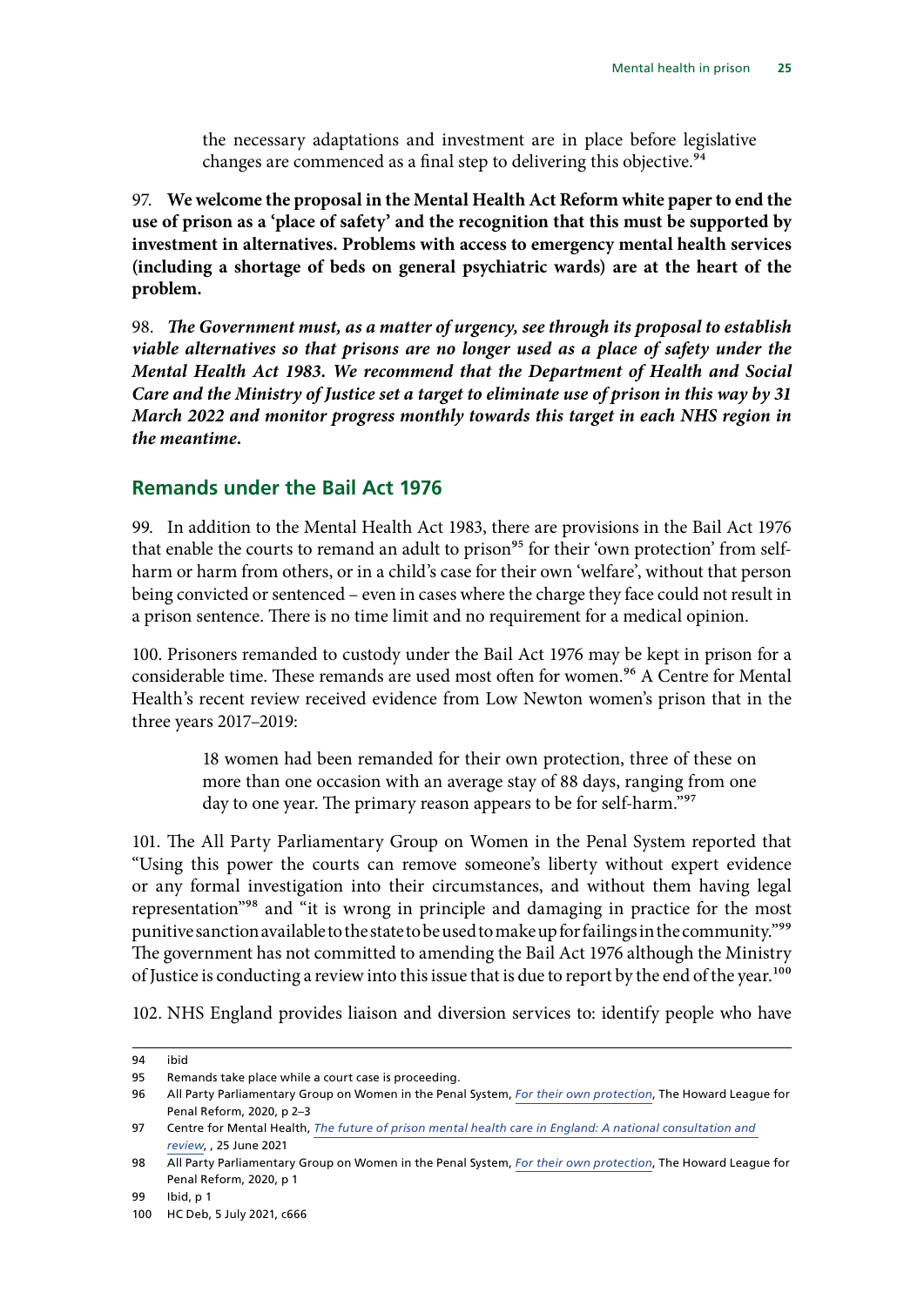the necessary adaptations and investment are in place before legislative changes are commenced as a final step to delivering this objective.[94]

97. **We welcome the proposal in the Mental Health Act Reform white paper to end the use of prison as a 'place of safety' and the recognition that this must be supported by investment in alternatives. Problems with access to emergency mental health services (including a shortage of beds on general psychiatric wards) are at the heart of the problem.**

98. ***The Government must, as a matter of urgency, see through its proposal to establish viable alternatives so that prisons are no longer used as a place of safety under the Mental Health Act 1983. We recommend that the Department of Health and Social Care and the Ministry of Justice set a target to eliminate use of prison in this way by 31 March 2022 and monitor progress monthly towards this target in each NHS region in the meantime.***

## Remands under the Bail Act 1976

99. In addition to the Mental Health Act 1983, there are provisions in the Bail Act 1976 that enable the courts to remand an adult to prison[95] for their 'own protection' from self-harm or harm from others, or in a child's case for their own 'welfare', without that person being convicted or sentenced – even in cases where the charge they face could not result in a prison sentence. There is no time limit and no requirement for a medical opinion.

100. Prisoners remanded to custody under the Bail Act 1976 may be kept in prison for a considerable time. These remands are used most often for women.[96] A Centre for Mental Health's recent review received evidence from Low Newton women's prison that in the three years 2017–2019:

> 18 women had been remanded for their own protection, three of these on more than one occasion with an average stay of 88 days, ranging from one day to one year. The primary reason appears to be for self-harm."[97]

101. The All Party Parliamentary Group on Women in the Penal System reported that "Using this power the courts can remove someone's liberty without expert evidence or any formal investigation into their circumstances, and without them having legal representation"[98] and "it is wrong in principle and damaging in practice for the most punitive sanction available to the state to be used to make up for failings in the community."[99] The government has not committed to amending the Bail Act 1976 although the Ministry of Justice is conducting a review into this issue that is due to report by the end of the year.[100]

102. NHS England provides liaison and diversion services to: identify people who have

---

94 ibid

95 Remands take place while a court case is proceeding.

96 All Party Parliamentary Group on Women in the Penal System, *For their own protection*, The Howard League for Penal Reform, 2020, p 2–3

97 Centre for Mental Health, *The future of prison mental health care in England: A national consultation and review*, , 25 June 2021

98 All Party Parliamentary Group on Women in the Penal System, *For their own protection*, The Howard League for Penal Reform, 2020, p 1

99 Ibid, p 1

100 HC Deb, 5 July 2021, c666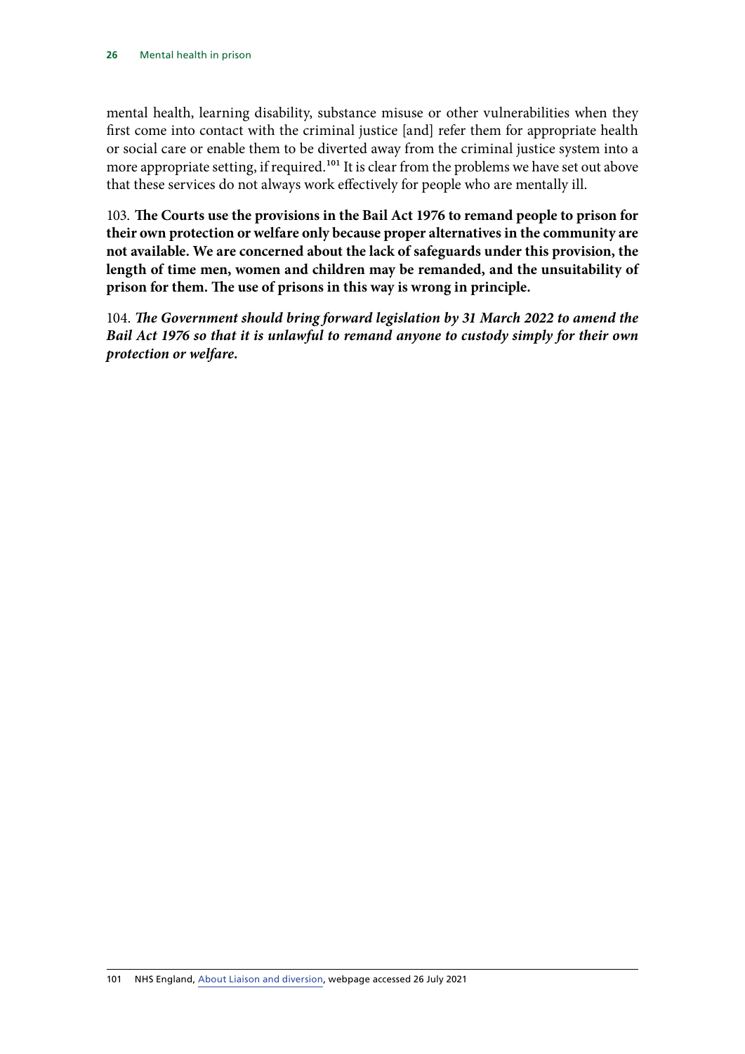mental health, learning disability, substance misuse or other vulnerabilities when they first come into contact with the criminal justice [and] refer them for appropriate health or social care or enable them to be diverted away from the criminal justice system into a more appropriate setting, if required.[101] It is clear from the problems we have set out above that these services do not always work effectively for people who are mentally ill.

103. **The Courts use the provisions in the Bail Act 1976 to remand people to prison for their own protection or welfare only because proper alternatives in the community are not available. We are concerned about the lack of safeguards under this provision, the length of time men, women and children may be remanded, and the unsuitability of prison for them. The use of prisons in this way is wrong in principle.**

104. ***The Government should bring forward legislation by 31 March 2022 to amend the Bail Act 1976 so that it is unlawful to remand anyone to custody simply for their own protection or welfare.***

---

101 NHS England, About Liaison and diversion, webpage accessed 26 July 2021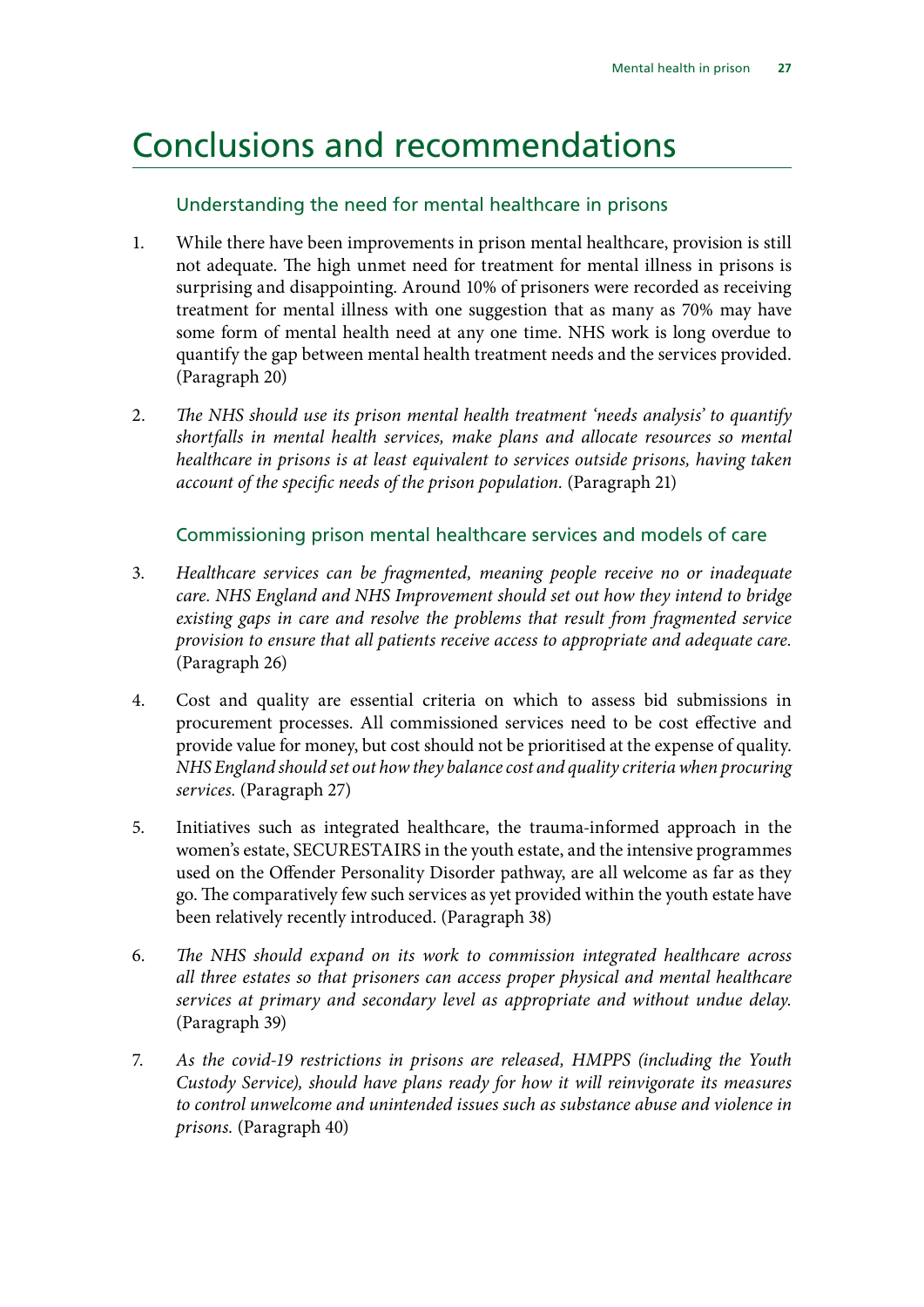# Conclusions and recommendations

## Understanding the need for mental healthcare in prisons

1. While there have been improvements in prison mental healthcare, provision is still not adequate. The high unmet need for treatment for mental illness in prisons is surprising and disappointing. Around 10% of prisoners were recorded as receiving treatment for mental illness with one suggestion that as many as 70% may have some form of mental health need at any one time. NHS work is long overdue to quantify the gap between mental health treatment needs and the services provided. (Paragraph 20)

2. *The NHS should use its prison mental health treatment 'needs analysis' to quantify shortfalls in mental health services, make plans and allocate resources so mental healthcare in prisons is at least equivalent to services outside prisons, having taken account of the specific needs of the prison population.* (Paragraph 21)

## Commissioning prison mental healthcare services and models of care

3. *Healthcare services can be fragmented, meaning people receive no or inadequate care. NHS England and NHS Improvement should set out how they intend to bridge existing gaps in care and resolve the problems that result from fragmented service provision to ensure that all patients receive access to appropriate and adequate care.* (Paragraph 26)

4. Cost and quality are essential criteria on which to assess bid submissions in procurement processes. All commissioned services need to be cost effective and provide value for money, but cost should not be prioritised at the expense of quality. *NHS England should set out how they balance cost and quality criteria when procuring services.* (Paragraph 27)

5. Initiatives such as integrated healthcare, the trauma-informed approach in the women's estate, SECURESTAIRS in the youth estate, and the intensive programmes used on the Offender Personality Disorder pathway, are all welcome as far as they go. The comparatively few such services as yet provided within the youth estate have been relatively recently introduced. (Paragraph 38)

6. *The NHS should expand on its work to commission integrated healthcare across all three estates so that prisoners can access proper physical and mental healthcare services at primary and secondary level as appropriate and without undue delay.* (Paragraph 39)

7. *As the covid-19 restrictions in prisons are released, HMPPS (including the Youth Custody Service), should have plans ready for how it will reinvigorate its measures to control unwelcome and unintended issues such as substance abuse and violence in prisons.* (Paragraph 40)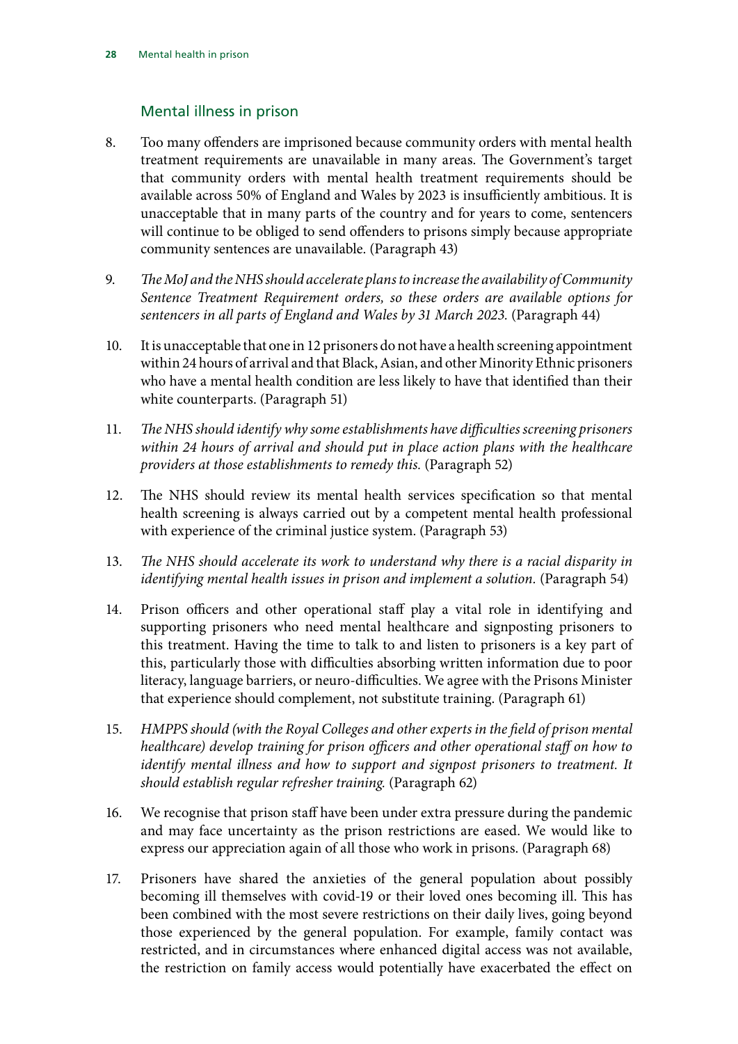## Mental illness in prison

8. Too many offenders are imprisoned because community orders with mental health treatment requirements are unavailable in many areas. The Government's target that community orders with mental health treatment requirements should be available across 50% of England and Wales by 2023 is insufficiently ambitious. It is unacceptable that in many parts of the country and for years to come, sentencers will continue to be obliged to send offenders to prisons simply because appropriate community sentences are unavailable. (Paragraph 43)

9. *The MoJ and the NHS should accelerate plans to increase the availability of Community Sentence Treatment Requirement orders, so these orders are available options for sentencers in all parts of England and Wales by 31 March 2023.* (Paragraph 44)

10. It is unacceptable that one in 12 prisoners do not have a health screening appointment within 24 hours of arrival and that Black, Asian, and other Minority Ethnic prisoners who have a mental health condition are less likely to have that identified than their white counterparts. (Paragraph 51)

11. *The NHS should identify why some establishments have difficulties screening prisoners within 24 hours of arrival and should put in place action plans with the healthcare providers at those establishments to remedy this.* (Paragraph 52)

12. The NHS should review its mental health services specification so that mental health screening is always carried out by a competent mental health professional with experience of the criminal justice system. (Paragraph 53)

13. *The NHS should accelerate its work to understand why there is a racial disparity in identifying mental health issues in prison and implement a solution.* (Paragraph 54)

14. Prison officers and other operational staff play a vital role in identifying and supporting prisoners who need mental healthcare and signposting prisoners to this treatment. Having the time to talk to and listen to prisoners is a key part of this, particularly those with difficulties absorbing written information due to poor literacy, language barriers, or neuro-difficulties. We agree with the Prisons Minister that experience should complement, not substitute training. (Paragraph 61)

15. *HMPPS should (with the Royal Colleges and other experts in the field of prison mental healthcare) develop training for prison officers and other operational staff on how to identify mental illness and how to support and signpost prisoners to treatment. It should establish regular refresher training.* (Paragraph 62)

16. We recognise that prison staff have been under extra pressure during the pandemic and may face uncertainty as the prison restrictions are eased. We would like to express our appreciation again of all those who work in prisons. (Paragraph 68)

17. Prisoners have shared the anxieties of the general population about possibly becoming ill themselves with covid-19 or their loved ones becoming ill. This has been combined with the most severe restrictions on their daily lives, going beyond those experienced by the general population. For example, family contact was restricted, and in circumstances where enhanced digital access was not available, the restriction on family access would potentially have exacerbated the effect on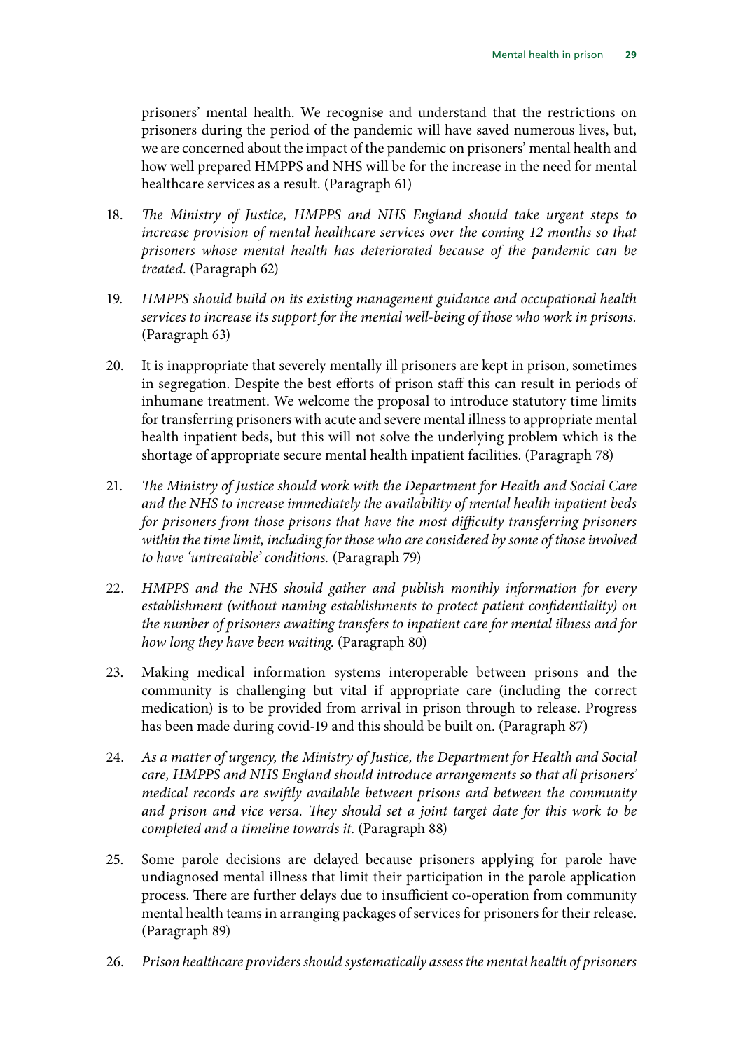prisoners' mental health. We recognise and understand that the restrictions on prisoners during the period of the pandemic will have saved numerous lives, but, we are concerned about the impact of the pandemic on prisoners' mental health and how well prepared HMPPS and NHS will be for the increase in the need for mental healthcare services as a result. (Paragraph 61)

18. *The Ministry of Justice, HMPPS and NHS England should take urgent steps to increase provision of mental healthcare services over the coming 12 months so that prisoners whose mental health has deteriorated because of the pandemic can be treated.* (Paragraph 62)

19. *HMPPS should build on its existing management guidance and occupational health services to increase its support for the mental well-being of those who work in prisons.* (Paragraph 63)

20. It is inappropriate that severely mentally ill prisoners are kept in prison, sometimes in segregation. Despite the best efforts of prison staff this can result in periods of inhumane treatment. We welcome the proposal to introduce statutory time limits for transferring prisoners with acute and severe mental illness to appropriate mental health inpatient beds, but this will not solve the underlying problem which is the shortage of appropriate secure mental health inpatient facilities. (Paragraph 78)

21. *The Ministry of Justice should work with the Department for Health and Social Care and the NHS to increase immediately the availability of mental health inpatient beds for prisoners from those prisons that have the most difficulty transferring prisoners within the time limit, including for those who are considered by some of those involved to have 'untreatable' conditions.* (Paragraph 79)

22. *HMPPS and the NHS should gather and publish monthly information for every establishment (without naming establishments to protect patient confidentiality) on the number of prisoners awaiting transfers to inpatient care for mental illness and for how long they have been waiting.* (Paragraph 80)

23. Making medical information systems interoperable between prisons and the community is challenging but vital if appropriate care (including the correct medication) is to be provided from arrival in prison through to release. Progress has been made during covid-19 and this should be built on. (Paragraph 87)

24. *As a matter of urgency, the Ministry of Justice, the Department for Health and Social care, HMPPS and NHS England should introduce arrangements so that all prisoners' medical records are swiftly available between prisons and between the community and prison and vice versa. They should set a joint target date for this work to be completed and a timeline towards it.* (Paragraph 88)

25. Some parole decisions are delayed because prisoners applying for parole have undiagnosed mental illness that limit their participation in the parole application process. There are further delays due to insufficient co-operation from community mental health teams in arranging packages of services for prisoners for their release. (Paragraph 89)

26. *Prison healthcare providers should systematically assess the mental health of prisoners*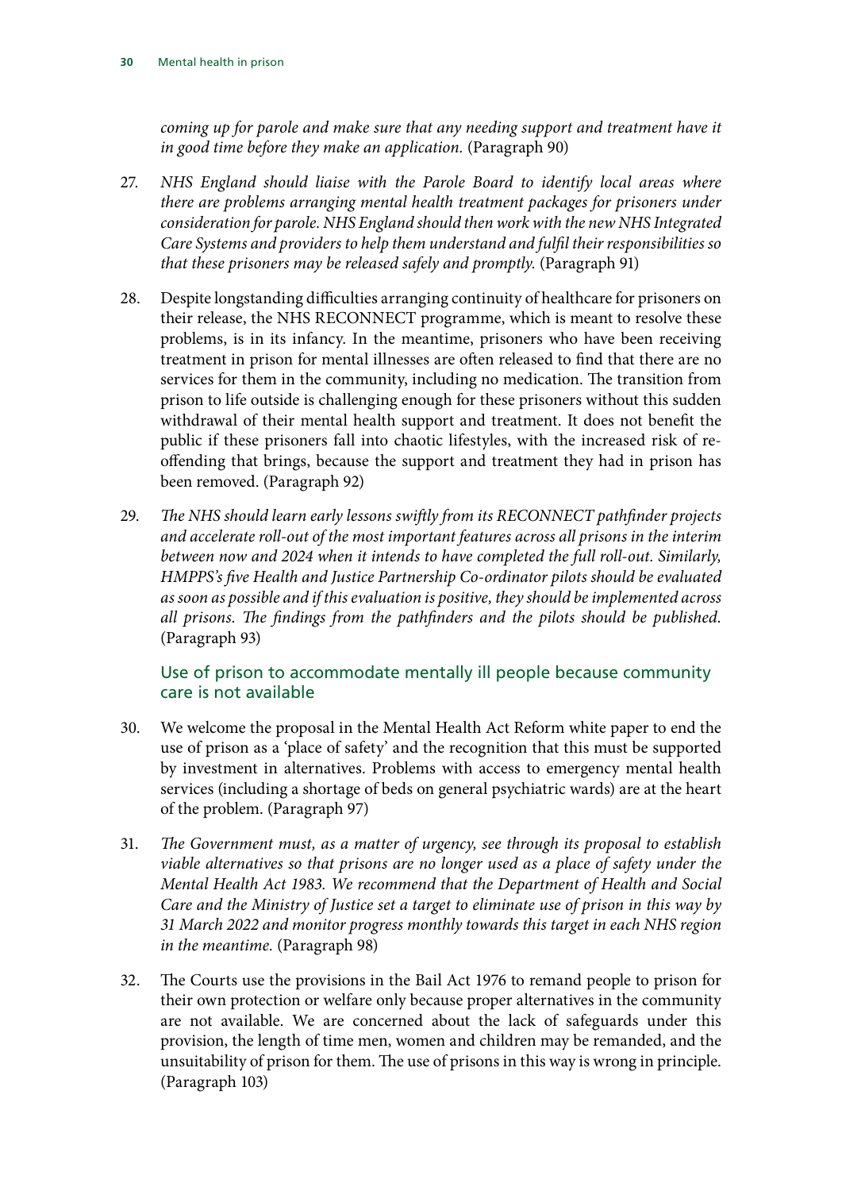*coming up for parole and make sure that any needing support and treatment have it in good time before they make an application.* (Paragraph 90)

27. *NHS England should liaise with the Parole Board to identify local areas where there are problems arranging mental health treatment packages for prisoners under consideration for parole. NHS England should then work with the new NHS Integrated Care Systems and providers to help them understand and fulfil their responsibilities so that these prisoners may be released safely and promptly.* (Paragraph 91)

28. Despite longstanding difficulties arranging continuity of healthcare for prisoners on their release, the NHS RECONNECT programme, which is meant to resolve these problems, is in its infancy. In the meantime, prisoners who have been receiving treatment in prison for mental illnesses are often released to find that there are no services for them in the community, including no medication. The transition from prison to life outside is challenging enough for these prisoners without this sudden withdrawal of their mental health support and treatment. It does not benefit the public if these prisoners fall into chaotic lifestyles, with the increased risk of re-offending that brings, because the support and treatment they had in prison has been removed. (Paragraph 92)

29. *The NHS should learn early lessons swiftly from its RECONNECT pathfinder projects and accelerate roll-out of the most important features across all prisons in the interim between now and 2024 when it intends to have completed the full roll-out. Similarly, HMPPS's five Health and Justice Partnership Co-ordinator pilots should be evaluated as soon as possible and if this evaluation is positive, they should be implemented across all prisons. The findings from the pathfinders and the pilots should be published.* (Paragraph 93)

### Use of prison to accommodate mentally ill people because community care is not available

30. We welcome the proposal in the Mental Health Act Reform white paper to end the use of prison as a 'place of safety' and the recognition that this must be supported by investment in alternatives. Problems with access to emergency mental health services (including a shortage of beds on general psychiatric wards) are at the heart of the problem. (Paragraph 97)

31. *The Government must, as a matter of urgency, see through its proposal to establish viable alternatives so that prisons are no longer used as a place of safety under the Mental Health Act 1983. We recommend that the Department of Health and Social Care and the Ministry of Justice set a target to eliminate use of prison in this way by 31 March 2022 and monitor progress monthly towards this target in each NHS region in the meantime.* (Paragraph 98)

32. The Courts use the provisions in the Bail Act 1976 to remand people to prison for their own protection or welfare only because proper alternatives in the community are not available. We are concerned about the lack of safeguards under this provision, the length of time men, women and children may be remanded, and the unsuitability of prison for them. The use of prisons in this way is wrong in principle. (Paragraph 103)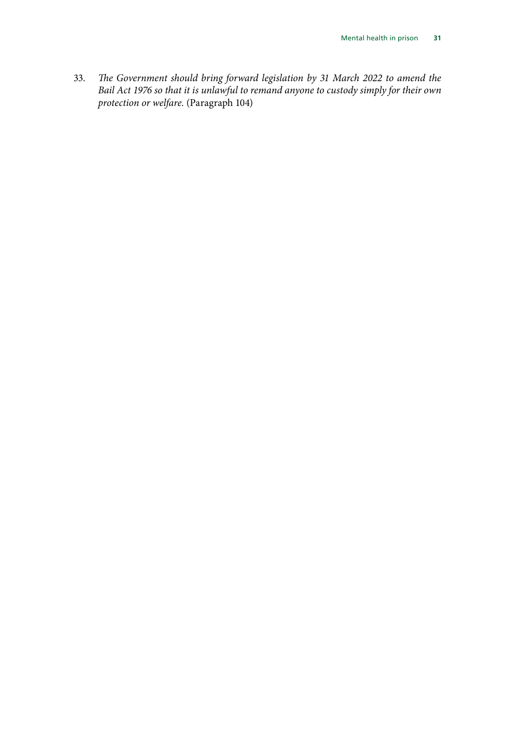33. *The Government should bring forward legislation by 31 March 2022 to amend the Bail Act 1976 so that it is unlawful to remand anyone to custody simply for their own protection or welfare.* (Paragraph 104)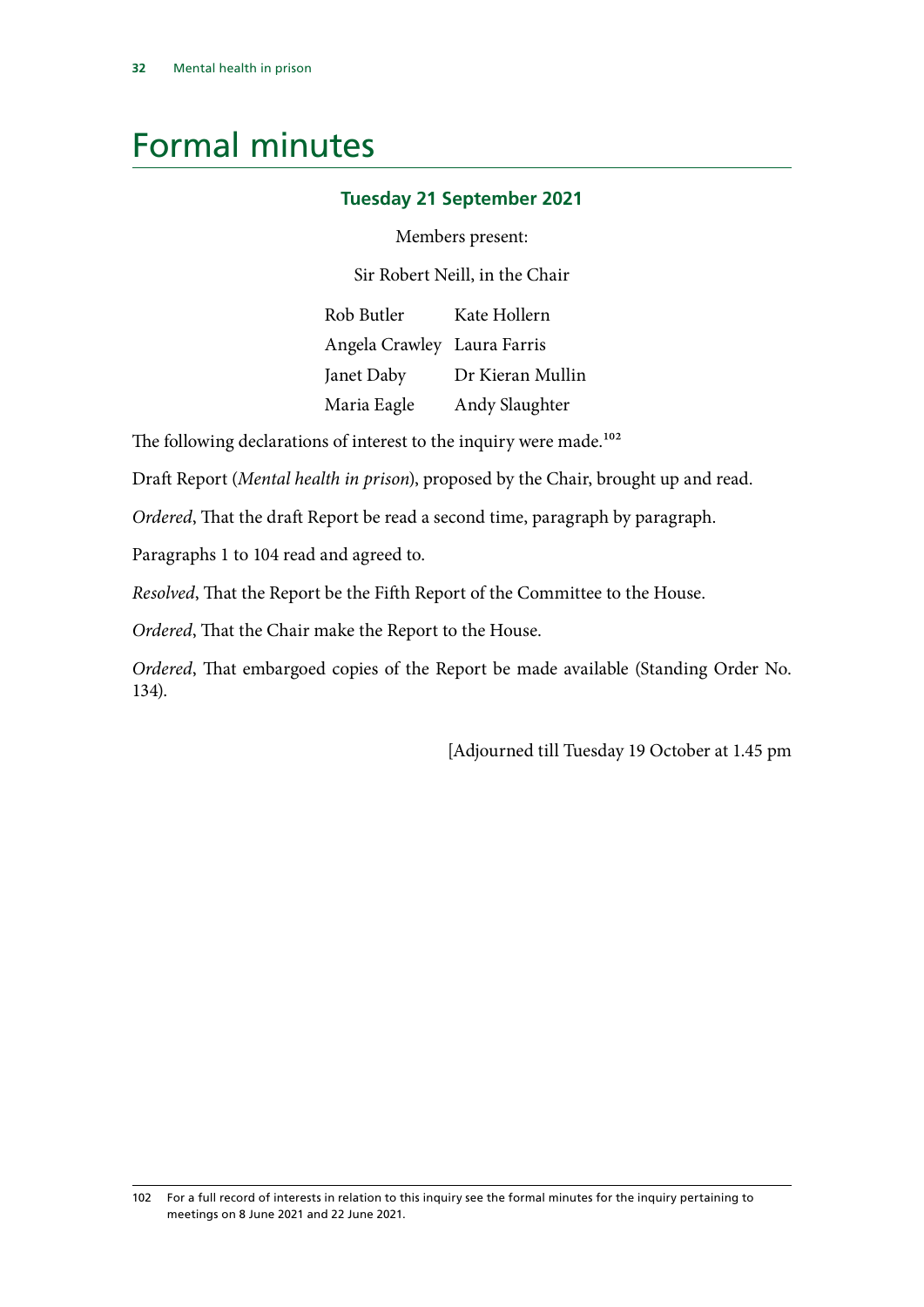# Formal minutes

### Tuesday 21 September 2021

Members present:

Sir Robert Neill, in the Chair

| | |
|---|---|
| Rob Butler | Kate Hollern |
| Angela Crawley | Laura Farris |
| Janet Daby | Dr Kieran Mullin |
| Maria Eagle | Andy Slaughter |

The following declarations of interest to the inquiry were made.[102]

Draft Report (*Mental health in prison*), proposed by the Chair, brought up and read.

*Ordered*, That the draft Report be read a second time, paragraph by paragraph.

Paragraphs 1 to 104 read and agreed to.

*Resolved*, That the Report be the Fifth Report of the Committee to the House.

*Ordered*, That the Chair make the Report to the House.

*Ordered*, That embargoed copies of the Report be made available (Standing Order No. 134).

[Adjourned till Tuesday 19 October at 1.45 pm

---

102 For a full record of interests in relation to this inquiry see the formal minutes for the inquiry pertaining to meetings on 8 June 2021 and 22 June 2021.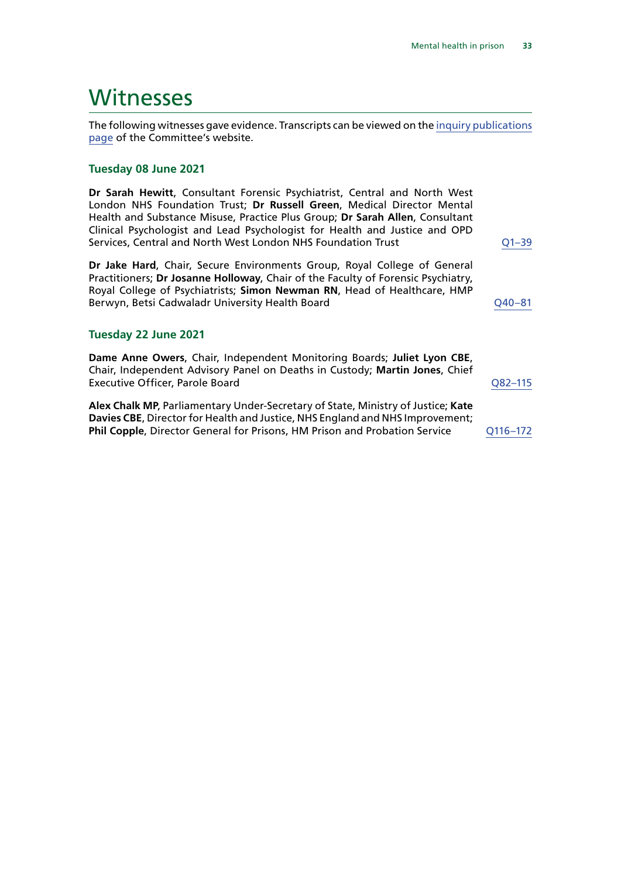# Witnesses

The following witnesses gave evidence. Transcripts can be viewed on the inquiry publications page of the Committee's website.

### Tuesday 08 June 2021

**Dr Sarah Hewitt**, Consultant Forensic Psychiatrist, Central and North West London NHS Foundation Trust; **Dr Russell Green**, Medical Director Mental Health and Substance Misuse, Practice Plus Group; **Dr Sarah Allen**, Consultant Clinical Psychologist and Lead Psychologist for Health and Justice and OPD Services, Central and North West London NHS Foundation Trust — Q1–39

**Dr Jake Hard**, Chair, Secure Environments Group, Royal College of General Practitioners; **Dr Josanne Holloway**, Chair of the Faculty of Forensic Psychiatry, Royal College of Psychiatrists; **Simon Newman RN**, Head of Healthcare, HMP Berwyn, Betsi Cadwaladr University Health Board — Q40–81

### Tuesday 22 June 2021

**Dame Anne Owers**, Chair, Independent Monitoring Boards; **Juliet Lyon CBE**, Chair, Independent Advisory Panel on Deaths in Custody; **Martin Jones**, Chief Executive Officer, Parole Board — Q82–115

**Alex Chalk MP**, Parliamentary Under-Secretary of State, Ministry of Justice; **Kate Davies CBE**, Director for Health and Justice, NHS England and NHS Improvement; **Phil Copple**, Director General for Prisons, HM Prison and Probation Service — Q116–172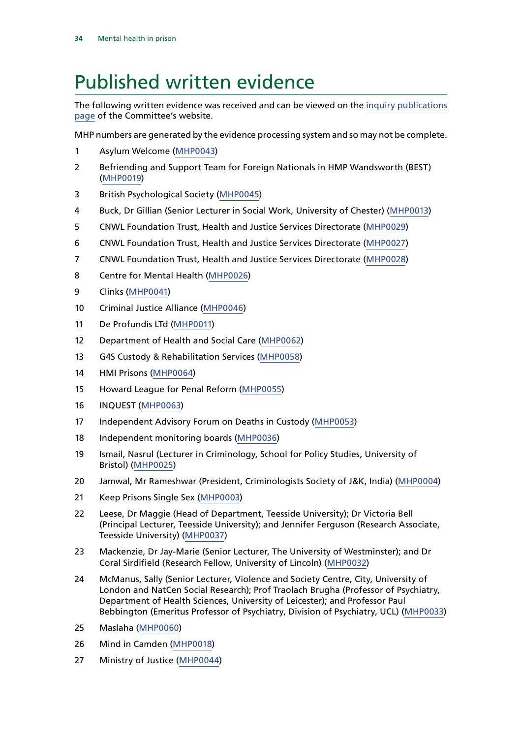# Published written evidence

The following written evidence was received and can be viewed on the inquiry publications page of the Committee's website.

MHP numbers are generated by the evidence processing system and so may not be complete.

1. Asylum Welcome (MHP0043)
2. Befriending and Support Team for Foreign Nationals in HMP Wandsworth (BEST) (MHP0019)
3. British Psychological Society (MHP0045)
4. Buck, Dr Gillian (Senior Lecturer in Social Work, University of Chester) (MHP0013)
5. CNWL Foundation Trust, Health and Justice Services Directorate (MHP0029)
6. CNWL Foundation Trust, Health and Justice Services Directorate (MHP0027)
7. CNWL Foundation Trust, Health and Justice Services Directorate (MHP0028)
8. Centre for Mental Health (MHP0026)
9. Clinks (MHP0041)
10. Criminal Justice Alliance (MHP0046)
11. De Profundis LTd (MHP0011)
12. Department of Health and Social Care (MHP0062)
13. G4S Custody & Rehabilitation Services (MHP0058)
14. HMI Prisons (MHP0064)
15. Howard League for Penal Reform (MHP0055)
16. INQUEST (MHP0063)
17. Independent Advisory Forum on Deaths in Custody (MHP0053)
18. Independent monitoring boards (MHP0036)
19. Ismail, Nasrul (Lecturer in Criminology, School for Policy Studies, University of Bristol) (MHP0025)
20. Jamwal, Mr Rameshwar (President, Criminologists Society of J&K, India) (MHP0004)
21. Keep Prisons Single Sex (MHP0003)
22. Leese, Dr Maggie (Head of Department, Teesside University); Dr Victoria Bell (Principal Lecturer, Teesside University); and Jennifer Ferguson (Research Associate, Teesside University) (MHP0037)
23. Mackenzie, Dr Jay-Marie (Senior Lecturer, The University of Westminster); and Dr Coral Sirdifield (Research Fellow, University of Lincoln) (MHP0032)
24. McManus, Sally (Senior Lecturer, Violence and Society Centre, City, University of London and NatCen Social Research); Prof Traolach Brugha (Professor of Psychiatry, Department of Health Sciences, University of Leicester); and Professor Paul Bebbington (Emeritus Professor of Psychiatry, Division of Psychiatry, UCL) (MHP0033)
25. Maslaha (MHP0060)
26. Mind in Camden (MHP0018)
27. Ministry of Justice (MHP0044)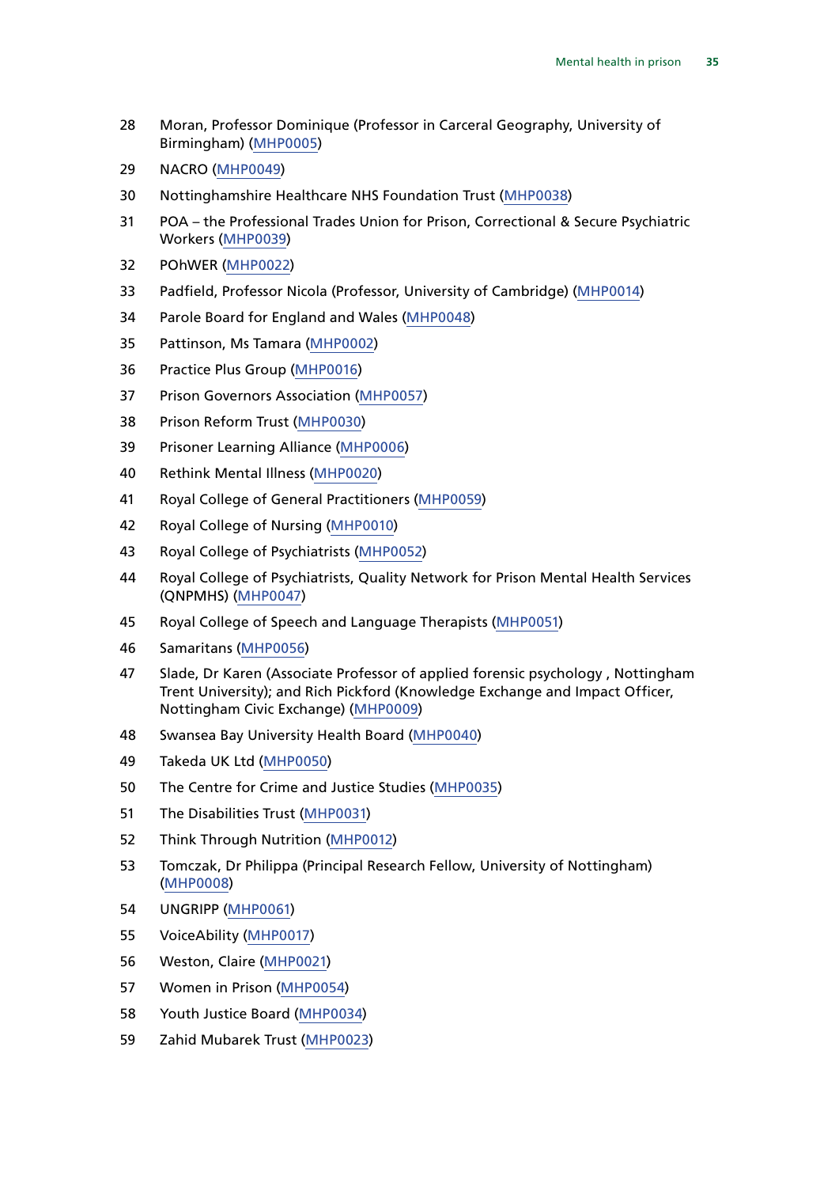28 Moran, Professor Dominique (Professor in Carceral Geography, University of Birmingham) (MHP0005)

29 NACRO (MHP0049)

30 Nottinghamshire Healthcare NHS Foundation Trust (MHP0038)

31 POA – the Professional Trades Union for Prison, Correctional & Secure Psychiatric Workers (MHP0039)

32 POhWER (MHP0022)

33 Padfield, Professor Nicola (Professor, University of Cambridge) (MHP0014)

34 Parole Board for England and Wales (MHP0048)

35 Pattinson, Ms Tamara (MHP0002)

36 Practice Plus Group (MHP0016)

37 Prison Governors Association (MHP0057)

38 Prison Reform Trust (MHP0030)

39 Prisoner Learning Alliance (MHP0006)

40 Rethink Mental Illness (MHP0020)

41 Royal College of General Practitioners (MHP0059)

42 Royal College of Nursing (MHP0010)

43 Royal College of Psychiatrists (MHP0052)

44 Royal College of Psychiatrists, Quality Network for Prison Mental Health Services (QNPMHS) (MHP0047)

45 Royal College of Speech and Language Therapists (MHP0051)

46 Samaritans (MHP0056)

47 Slade, Dr Karen (Associate Professor of applied forensic psychology , Nottingham Trent University); and Rich Pickford (Knowledge Exchange and Impact Officer, Nottingham Civic Exchange) (MHP0009)

48 Swansea Bay University Health Board (MHP0040)

49 Takeda UK Ltd (MHP0050)

50 The Centre for Crime and Justice Studies (MHP0035)

51 The Disabilities Trust (MHP0031)

52 Think Through Nutrition (MHP0012)

53 Tomczak, Dr Philippa (Principal Research Fellow, University of Nottingham) (MHP0008)

54 UNGRIPP (MHP0061)

55 VoiceAbility (MHP0017)

56 Weston, Claire (MHP0021)

57 Women in Prison (MHP0054)

58 Youth Justice Board (MHP0034)

59 Zahid Mubarek Trust (MHP0023)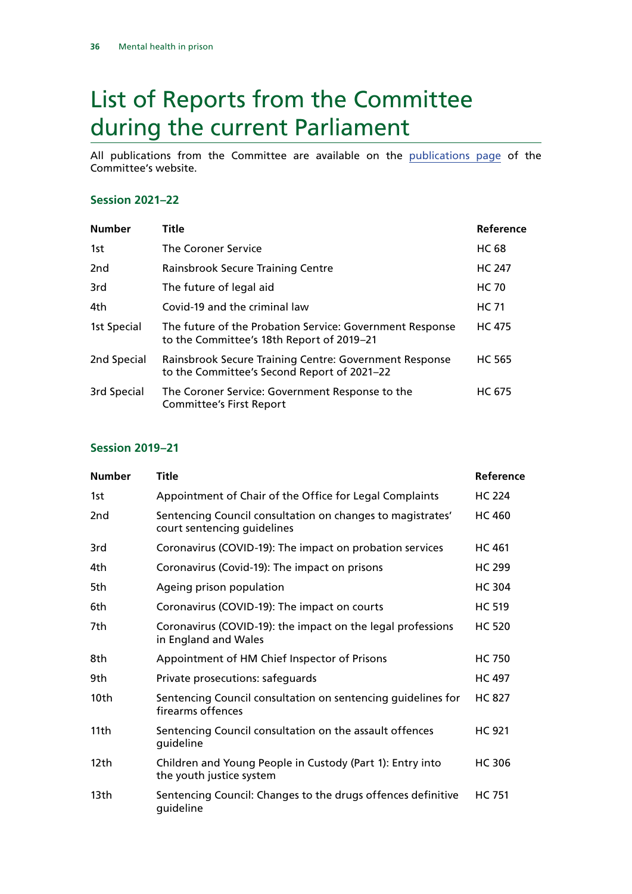# List of Reports from the Committee during the current Parliament

All publications from the Committee are available on the publications page of the Committee's website.

### Session 2021–22

| Number | Title | Reference |
|---|---|---|
| 1st | The Coroner Service | HC 68 |
| 2nd | Rainsbrook Secure Training Centre | HC 247 |
| 3rd | The future of legal aid | HC 70 |
| 4th | Covid-19 and the criminal law | HC 71 |
| 1st Special | The future of the Probation Service: Government Response to the Committee's 18th Report of 2019–21 | HC 475 |
| 2nd Special | Rainsbrook Secure Training Centre: Government Response to the Committee's Second Report of 2021–22 | HC 565 |
| 3rd Special | The Coroner Service: Government Response to the Committee's First Report | HC 675 |

### Session 2019–21

| Number | Title | Reference |
|---|---|---|
| 1st | Appointment of Chair of the Office for Legal Complaints | HC 224 |
| 2nd | Sentencing Council consultation on changes to magistrates' court sentencing guidelines | HC 460 |
| 3rd | Coronavirus (COVID-19): The impact on probation services | HC 461 |
| 4th | Coronavirus (Covid-19): The impact on prisons | HC 299 |
| 5th | Ageing prison population | HC 304 |
| 6th | Coronavirus (COVID-19): The impact on courts | HC 519 |
| 7th | Coronavirus (COVID-19): the impact on the legal professions in England and Wales | HC 520 |
| 8th | Appointment of HM Chief Inspector of Prisons | HC 750 |
| 9th | Private prosecutions: safeguards | HC 497 |
| 10th | Sentencing Council consultation on sentencing guidelines for firearms offences | HC 827 |
| 11th | Sentencing Council consultation on the assault offences guideline | HC 921 |
| 12th | Children and Young People in Custody (Part 1): Entry into the youth justice system | HC 306 |
| 13th | Sentencing Council: Changes to the drugs offences definitive guideline | HC 751 |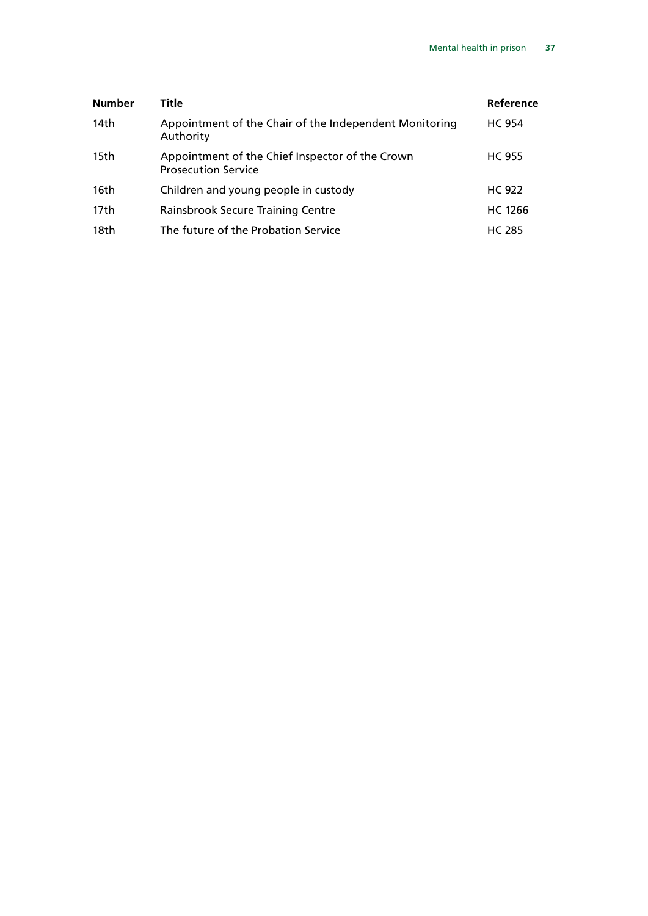| Number | Title | Reference |
|---|---|---|
| 14th | Appointment of the Chair of the Independent Monitoring Authority | HC 954 |
| 15th | Appointment of the Chief Inspector of the Crown Prosecution Service | HC 955 |
| 16th | Children and young people in custody | HC 922 |
| 17th | Rainsbrook Secure Training Centre | HC 1266 |
| 18th | The future of the Probation Service | HC 285 |